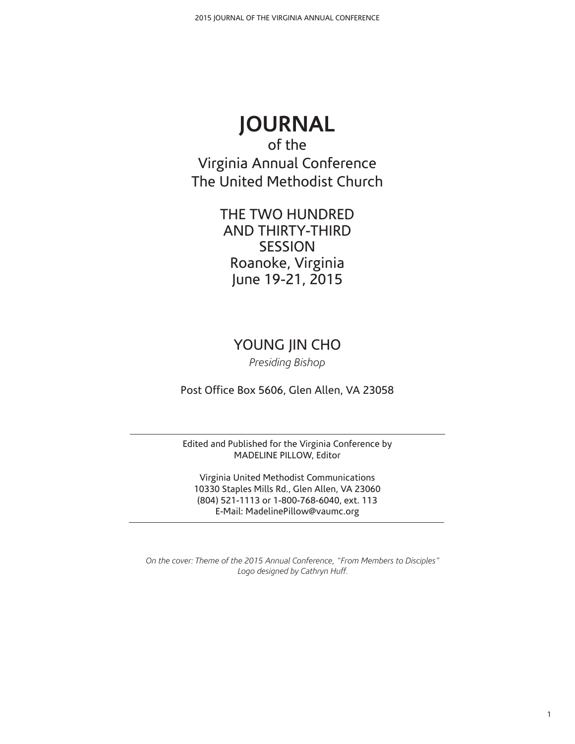# JOURNAL

of the
Virginia Annual Conference
The United Methodist Church

THE TWO HUNDRED
AND THIRTY-THIRD
SESSION
Roanoke, Virginia
June 19-21, 2015

YOUNG JIN CHO

*Presiding Bishop*

Post Office Box 5606, Glen Allen, VA 23058

---

Edited and Published for the Virginia Conference by
MADELINE PILLOW, Editor

Virginia United Methodist Communications
10330 Staples Mills Rd., Glen Allen, VA 23060
(804) 521-1113 or 1-800-768-6040, ext. 113
E-Mail: MadelinePillow@vaumc.org

---

*On the cover: Theme of the 2015 Annual Conference, "From Members to Disciples"*
*Logo designed by Cathryn Huff.*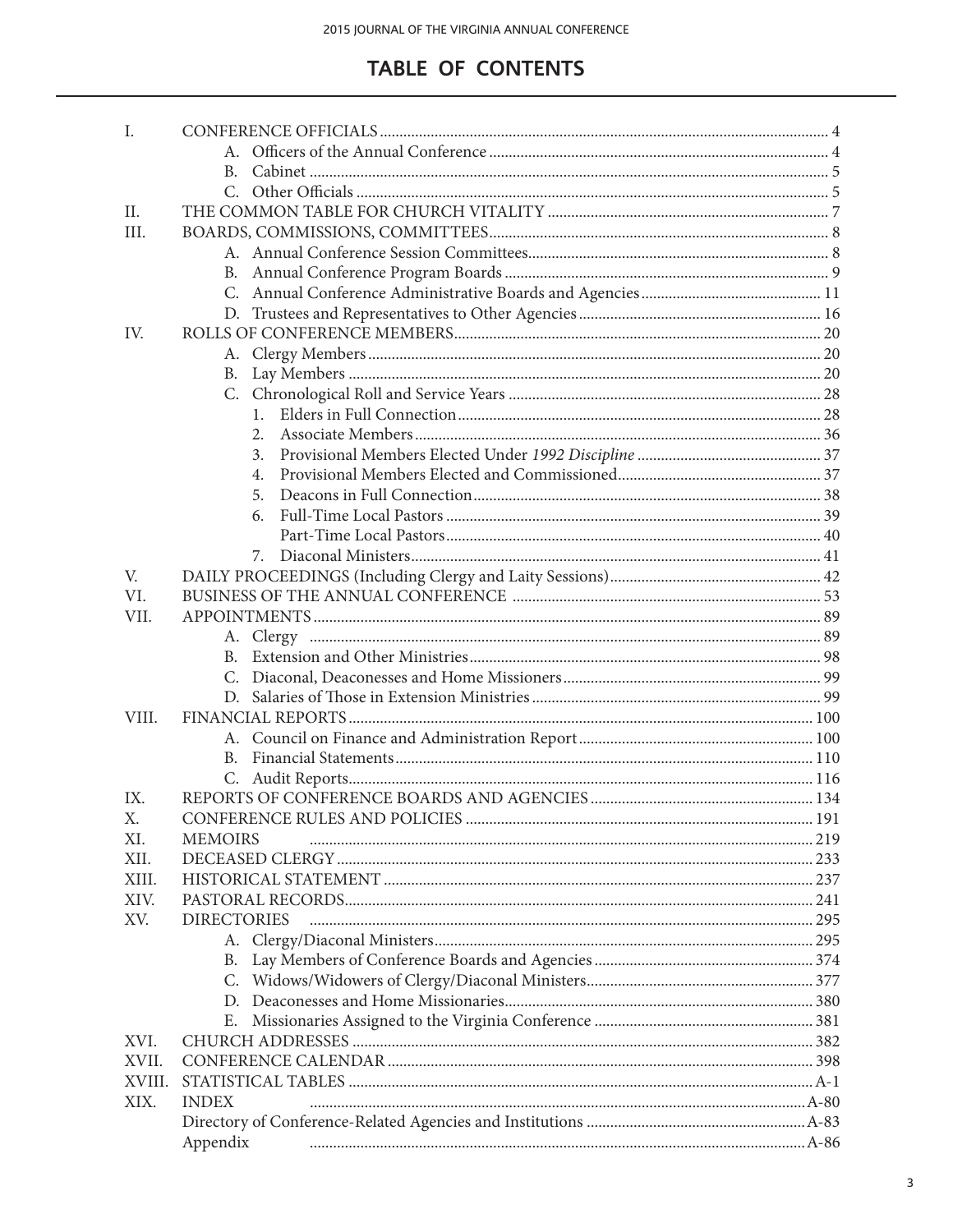# TABLE OF CONTENTS

| | | |
|---|---|---|
| I. | CONFERENCE OFFICIALS | 4 |
| | A. Officers of the Annual Conference | 4 |
| | B. Cabinet | 5 |
| | C. Other Officials | 5 |
| II. | THE COMMON TABLE FOR CHURCH VITALITY | 7 |
| III. | BOARDS, COMMISSIONS, COMMITTEES | 8 |
| | A. Annual Conference Session Committees | 8 |
| | B. Annual Conference Program Boards | 9 |
| | C. Annual Conference Administrative Boards and Agencies | 11 |
| | D. Trustees and Representatives to Other Agencies | 16 |
| IV. | ROLLS OF CONFERENCE MEMBERS | 20 |
| | A. Clergy Members | 20 |
| | B. Lay Members | 20 |
| | C. Chronological Roll and Service Years | 28 |
| | 1. Elders in Full Connection | 28 |
| | 2. Associate Members | 36 |
| | 3. Provisional Members Elected Under *1992 Discipline* | 37 |
| | 4. Provisional Members Elected and Commissioned | 37 |
| | 5. Deacons in Full Connection | 38 |
| | 6. Full-Time Local Pastors | 39 |
| | Part-Time Local Pastors | 40 |
| | 7. Diaconal Ministers | 41 |
| V. | DAILY PROCEEDINGS (Including Clergy and Laity Sessions) | 42 |
| VI. | BUSINESS OF THE ANNUAL CONFERENCE | 53 |
| VII. | APPOINTMENTS | 89 |
| | A. Clergy | 89 |
| | B. Extension and Other Ministries | 98 |
| | C. Diaconal, Deaconesses and Home Missioners | 99 |
| | D. Salaries of Those in Extension Ministries | 99 |
| VIII. | FINANCIAL REPORTS | 100 |
| | A. Council on Finance and Administration Report | 100 |
| | B. Financial Statements | 110 |
| | C. Audit Reports | 116 |
| IX. | REPORTS OF CONFERENCE BOARDS AND AGENCIES | 134 |
| X. | CONFERENCE RULES AND POLICIES | 191 |
| XI. | MEMOIRS | 219 |
| XII. | DECEASED CLERGY | 233 |
| XIII. | HISTORICAL STATEMENT | 237 |
| XIV. | PASTORAL RECORDS | 241 |
| XV. | DIRECTORIES | 295 |
| | A. Clergy/Diaconal Ministers | 295 |
| | B. Lay Members of Conference Boards and Agencies | 374 |
| | C. Widows/Widowers of Clergy/Diaconal Ministers | 377 |
| | D. Deaconesses and Home Missionaries | 380 |
| | E. Missionaries Assigned to the Virginia Conference | 381 |
| XVI. | CHURCH ADDRESSES | 382 |
| XVII. | CONFERENCE CALENDAR | 398 |
| XVIII. | STATISTICAL TABLES | A-1 |
| XIX. | INDEX | A-80 |
| | Directory of Conference-Related Agencies and Institutions | A-83 |
| | Appendix | A-86 |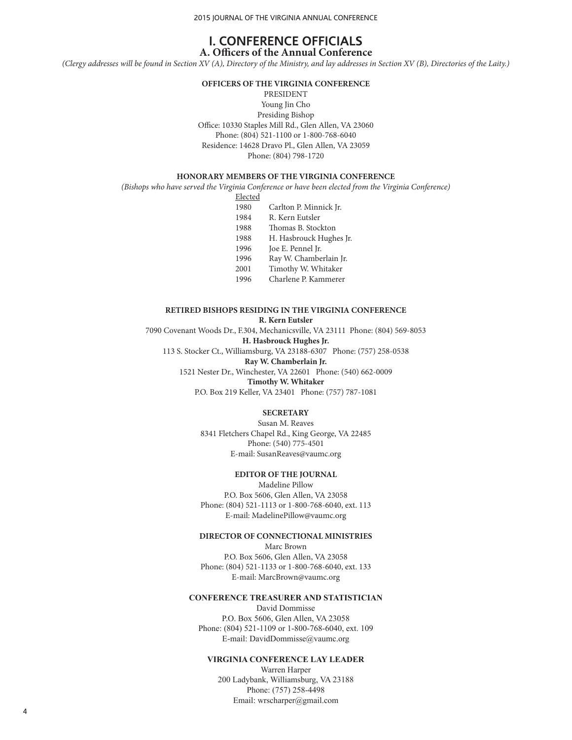# I. CONFERENCE OFFICIALS

## A. Officers of the Annual Conference

*(Clergy addresses will be found in Section XV (A), Directory of the Ministry, and lay addresses in Section XV (B), Directories of the Laity.)*

### OFFICERS OF THE VIRGINIA CONFERENCE

PRESIDENT
Young Jin Cho
Presiding Bishop
Office: 10330 Staples Mill Rd., Glen Allen, VA 23060
Phone: (804) 521-1100 or 1-800-768-6040
Residence: 14628 Dravo Pl., Glen Allen, VA 23059
Phone: (804) 798-1720

### HONORARY MEMBERS OF THE VIRGINIA CONFERENCE

*(Bishops who have served the Virginia Conference or have been elected from the Virginia Conference)*

| Elected | |
|---|---|
| 1980 | Carlton P. Minnick Jr. |
| 1984 | R. Kern Eutsler |
| 1988 | Thomas B. Stockton |
| 1988 | H. Hasbrouck Hughes Jr. |
| 1996 | Joe E. Pennel Jr. |
| 1996 | Ray W. Chamberlain Jr. |
| 2001 | Timothy W. Whitaker |
| 1996 | Charlene P. Kammerer |

### RETIRED BISHOPS RESIDING IN THE VIRGINIA CONFERENCE

**R. Kern Eutsler**
7090 Covenant Woods Dr., F.304, Mechanicsville, VA 23111 Phone: (804) 569-8053
**H. Hasbrouck Hughes Jr.**
113 S. Stocker Ct., Williamsburg, VA 23188-6307 Phone: (757) 258-0538
**Ray W. Chamberlain Jr.**
1521 Nester Dr., Winchester, VA 22601 Phone: (540) 662-0009
**Timothy W. Whitaker**
P.O. Box 219 Keller, VA 23401 Phone: (757) 787-1081

### SECRETARY

Susan M. Reaves
8341 Fletchers Chapel Rd., King George, VA 22485
Phone: (540) 775-4501
E-mail: SusanReaves@vaumc.org

### EDITOR OF THE JOURNAL

Madeline Pillow
P.O. Box 5606, Glen Allen, VA 23058
Phone: (804) 521-1113 or 1-800-768-6040, ext. 113
E-mail: MadelinePillow@vaumc.org

### DIRECTOR OF CONNECTIONAL MINISTRIES

Marc Brown
P.O. Box 5606, Glen Allen, VA 23058
Phone: (804) 521-1133 or 1-800-768-6040, ext. 133
E-mail: MarcBrown@vaumc.org

### CONFERENCE TREASURER AND STATISTICIAN

David Dommisse
P.O. Box 5606, Glen Allen, VA 23058
Phone: (804) 521-1109 or 1-800-768-6040, ext. 109
E-mail: DavidDommisse@vaumc.org

### VIRGINIA CONFERENCE LAY LEADER

Warren Harper
200 Ladybank, Williamsburg, VA 23188
Phone: (757) 258-4498
Email: wrscharper@gmail.com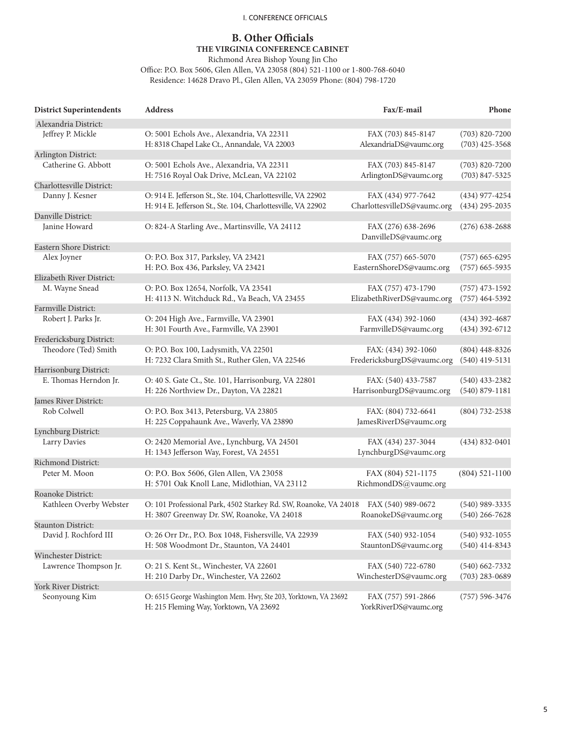## B. Other Officials

### THE VIRGINIA CONFERENCE CABINET

Richmond Area Bishop Young Jin Cho

Office: P.O. Box 5606, Glen Allen, VA 23058 (804) 521-1100 or 1-800-768-6040

Residence: 14628 Dravo Pl., Glen Allen, VA 23059 Phone: (804) 798-1720

| District Superintendents | Address | Fax/E-mail | Phone |
|---|---|---|---|
| Alexandria District: | | | |
| Jeffrey P. Mickle | O: 5001 Echols Ave., Alexandria, VA 22311<br>H: 8318 Chapel Lake Ct., Annandale, VA 22003 | FAX (703) 845-8147<br>AlexandriaDS@vaumc.org | (703) 820-7200<br>(703) 425-3568 |
| Arlington District: | | | |
| Catherine G. Abbott | O: 5001 Echols Ave., Alexandria, VA 22311<br>H: 7516 Royal Oak Drive, McLean, VA 22102 | FAX (703) 845-8147<br>ArlingtonDS@vaumc.org | (703) 820-7200<br>(703) 847-5325 |
| Charlottesville District: | | | |
| Danny J. Kesner | O: 914 E. Jefferson St., Ste. 104, Charlottesville, VA 22902<br>H: 914 E. Jefferson St., Ste. 104, Charlottesville, VA 22902 | FAX (434) 977-7642<br>CharlottesvilleDS@vaumc.org | (434) 977-4254<br>(434) 295-2035 |
| Danville District: | | | |
| Janine Howard | O: 824-A Starling Ave., Martinsville, VA 24112 | FAX (276) 638-2696<br>DanvilleDS@vaumc.org | (276) 638-2688 |
| Eastern Shore District: | | | |
| Alex Joyner | O: P.O. Box 317, Parksley, VA 23421<br>H: P.O. Box 436, Parksley, VA 23421 | FAX (757) 665-5070<br>EasternShoreDS@vaumc.org | (757) 665-6295<br>(757) 665-5935 |
| Elizabeth River District: | | | |
| M. Wayne Snead | O: P.O. Box 12654, Norfolk, VA 23541<br>H: 4113 N. Witchduck Rd., Va Beach, VA 23455 | FAX (757) 473-1790<br>ElizabethRiverDS@vaumc.org | (757) 473-1592<br>(757) 464-5392 |
| Farmville District: | | | |
| Robert J. Parks Jr. | O: 204 High Ave., Farmville, VA 23901<br>H: 301 Fourth Ave., Farmville, VA 23901 | FAX (434) 392-1060<br>FarmvilleDS@vaumc.org | (434) 392-4687<br>(434) 392-6712 |
| Fredericksburg District: | | | |
| Theodore (Ted) Smith | O: P.O. Box 100, Ladysmith, VA 22501<br>H: 7232 Clara Smith St., Ruther Glen, VA 22546 | FAX: (434) 392-1060<br>FredericksburgDS@vaumc.org | (804) 448-8326<br>(540) 419-5131 |
| Harrisonburg District: | | | |
| E. Thomas Herndon Jr. | O: 40 S. Gate Ct., Ste. 101, Harrisonburg, VA 22801<br>H: 226 Northview Dr., Dayton, VA 22821 | FAX: (540) 433-7587<br>HarrisonburgDS@vaumc.org | (540) 433-2382<br>(540) 879-1181 |
| James River District: | | | |
| Rob Colwell | O: P.O. Box 3413, Petersburg, VA 23805<br>H: 225 Coppahaunk Ave., Waverly, VA 23890 | FAX: (804) 732-6641<br>JamesRiverDS@vaumc.org | (804) 732-2538 |
| Lynchburg District: | | | |
| Larry Davies | O: 2420 Memorial Ave., Lynchburg, VA 24501<br>H: 1343 Jefferson Way, Forest, VA 24551 | FAX (434) 237-3044<br>LynchburgDS@vaumc.org | (434) 832-0401 |
| Richmond District: | | | |
| Peter M. Moon | O: P.O. Box 5606, Glen Allen, VA 23058<br>H: 5701 Oak Knoll Lane, Midlothian, VA 23112 | FAX (804) 521-1175<br>RichmondDS@vaumc.org | (804) 521-1100 |
| Roanoke District: | | | |
| Kathleen Overby Webster | O: 101 Professional Park, 4502 Starkey Rd. SW, Roanoke, VA 24018<br>H: 3807 Greenway Dr. SW, Roanoke, VA 24018 | FAX (540) 989-0672<br>RoanokeDS@vaumc.org | (540) 989-3335<br>(540) 266-7628 |
| Staunton District: | | | |
| David J. Rochford III | O: 26 Orr Dr., P.O. Box 1048, Fishersville, VA 22939<br>H: 508 Woodmont Dr., Staunton, VA 24401 | FAX (540) 932-1054<br>StauntonDS@vaumc.org | (540) 932-1055<br>(540) 414-8343 |
| Winchester District: | | | |
| Lawrence Thompson Jr. | O: 21 S. Kent St., Winchester, VA 22601<br>H: 210 Darby Dr., Winchester, VA 22602 | FAX (540) 722-6780<br>WinchesterDS@vaumc.org | (540) 662-7332<br>(703) 283-0689 |
| York River District: | | | |
| Seonyoung Kim | O: 6515 George Washington Mem. Hwy, Ste 203, Yorktown, VA 23692<br>H: 215 Fleming Way, Yorktown, VA 23692 | FAX (757) 591-2866<br>YorkRiverDS@vaumc.org | (757) 596-3476 |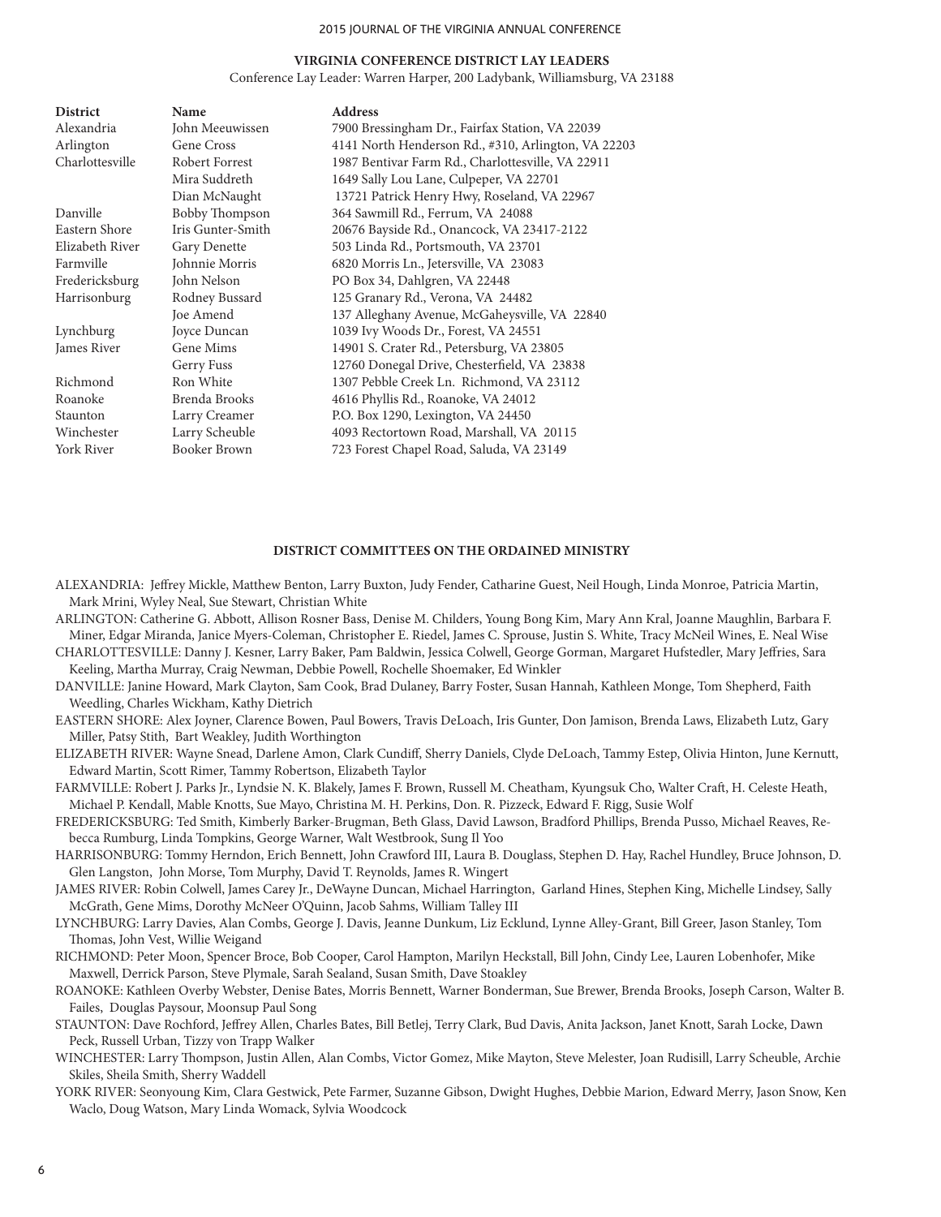## VIRGINIA CONFERENCE DISTRICT LAY LEADERS

Conference Lay Leader: Warren Harper, 200 Ladybank, Williamsburg, VA 23188

| District | Name | Address |
|---|---|---|
| Alexandria | John Meeuwissen | 7900 Bressingham Dr., Fairfax Station, VA 22039 |
| Arlington | Gene Cross | 4141 North Henderson Rd., #310, Arlington, VA 22203 |
| Charlottesville | Robert Forrest | 1987 Bentivar Farm Rd., Charlottesville, VA 22911 |
| | Mira Suddreth | 1649 Sally Lou Lane, Culpeper, VA 22701 |
| | Dian McNaught | 13721 Patrick Henry Hwy, Roseland, VA 22967 |
| Danville | Bobby Thompson | 364 Sawmill Rd., Ferrum, VA 24088 |
| Eastern Shore | Iris Gunter-Smith | 20676 Bayside Rd., Onancock, VA 23417-2122 |
| Elizabeth River | Gary Denette | 503 Linda Rd., Portsmouth, VA 23701 |
| Farmville | Johnnie Morris | 6820 Morris Ln., Jetersville, VA 23083 |
| Fredericksburg | John Nelson | PO Box 34, Dahlgren, VA 22448 |
| Harrisonburg | Rodney Bussard | 125 Granary Rd., Verona, VA 24482 |
| | Joe Amend | 137 Alleghany Avenue, McGaheysville, VA 22840 |
| Lynchburg | Joyce Duncan | 1039 Ivy Woods Dr., Forest, VA 24551 |
| James River | Gene Mims | 14901 S. Crater Rd., Petersburg, VA 23805 |
| | Gerry Fuss | 12760 Donegal Drive, Chesterfield, VA 23838 |
| Richmond | Ron White | 1307 Pebble Creek Ln. Richmond, VA 23112 |
| Roanoke | Brenda Brooks | 4616 Phyllis Rd., Roanoke, VA 24012 |
| Staunton | Larry Creamer | P.O. Box 1290, Lexington, VA 24450 |
| Winchester | Larry Scheuble | 4093 Rectortown Road, Marshall, VA 20115 |
| York River | Booker Brown | 723 Forest Chapel Road, Saluda, VA 23149 |

## DISTRICT COMMITTEES ON THE ORDAINED MINISTRY

ALEXANDRIA: Jeffrey Mickle, Matthew Benton, Larry Buxton, Judy Fender, Catharine Guest, Neil Hough, Linda Monroe, Patricia Martin, Mark Mrini, Wyley Neal, Sue Stewart, Christian White

ARLINGTON: Catherine G. Abbott, Allison Rosner Bass, Denise M. Childers, Young Bong Kim, Mary Ann Kral, Joanne Maughlin, Barbara F. Miner, Edgar Miranda, Janice Myers-Coleman, Christopher E. Riedel, James C. Sprouse, Justin S. White, Tracy McNeil Wines, E. Neal Wise

CHARLOTTESVILLE: Danny J. Kesner, Larry Baker, Pam Baldwin, Jessica Colwell, George Gorman, Margaret Hufstedler, Mary Jeffries, Sara Keeling, Martha Murray, Craig Newman, Debbie Powell, Rochelle Shoemaker, Ed Winkler

DANVILLE: Janine Howard, Mark Clayton, Sam Cook, Brad Dulaney, Barry Foster, Susan Hannah, Kathleen Monge, Tom Shepherd, Faith Weedling, Charles Wickham, Kathy Dietrich

EASTERN SHORE: Alex Joyner, Clarence Bowen, Paul Bowers, Travis DeLoach, Iris Gunter, Don Jamison, Brenda Laws, Elizabeth Lutz, Gary Miller, Patsy Stith, Bart Weakley, Judith Worthington

ELIZABETH RIVER: Wayne Snead, Darlene Amon, Clark Cundiff, Sherry Daniels, Clyde DeLoach, Tammy Estep, Olivia Hinton, June Kernutt, Edward Martin, Scott Rimer, Tammy Robertson, Elizabeth Taylor

FARMVILLE: Robert J. Parks Jr., Lyndsie N. K. Blakely, James F. Brown, Russell M. Cheatham, Kyungsuk Cho, Walter Craft, H. Celeste Heath, Michael P. Kendall, Mable Knotts, Sue Mayo, Christina M. H. Perkins, Don. R. Pizzeck, Edward F. Rigg, Susie Wolf

FREDERICKSBURG: Ted Smith, Kimberly Barker-Brugman, Beth Glass, David Lawson, Bradford Phillips, Brenda Pusso, Michael Reaves, Rebecca Rumburg, Linda Tompkins, George Warner, Walt Westbrook, Sung Il Yoo

HARRISONBURG: Tommy Herndon, Erich Bennett, John Crawford III, Laura B. Douglass, Stephen D. Hay, Rachel Hundley, Bruce Johnson, D. Glen Langston, John Morse, Tom Murphy, David T. Reynolds, James R. Wingert

JAMES RIVER: Robin Colwell, James Carey Jr., DeWayne Duncan, Michael Harrington, Garland Hines, Stephen King, Michelle Lindsey, Sally McGrath, Gene Mims, Dorothy McNeer O'Quinn, Jacob Sahms, William Talley III

LYNCHBURG: Larry Davies, Alan Combs, George J. Davis, Jeanne Dunkum, Liz Ecklund, Lynne Alley-Grant, Bill Greer, Jason Stanley, Tom Thomas, John Vest, Willie Weigand

RICHMOND: Peter Moon, Spencer Broce, Bob Cooper, Carol Hampton, Marilyn Heckstall, Bill John, Cindy Lee, Lauren Lobenhofer, Mike Maxwell, Derrick Parson, Steve Plymale, Sarah Sealand, Susan Smith, Dave Stoakley

ROANOKE: Kathleen Overby Webster, Denise Bates, Morris Bennett, Warner Bonderman, Sue Brewer, Brenda Brooks, Joseph Carson, Walter B. Failes, Douglas Paysour, Moonsup Paul Song

STAUNTON: Dave Rochford, Jeffrey Allen, Charles Bates, Bill Betlej, Terry Clark, Bud Davis, Anita Jackson, Janet Knott, Sarah Locke, Dawn Peck, Russell Urban, Tizzy von Trapp Walker

WINCHESTER: Larry Thompson, Justin Allen, Alan Combs, Victor Gomez, Mike Mayton, Steve Melester, Joan Rudisill, Larry Scheuble, Archie Skiles, Sheila Smith, Sherry Waddell

YORK RIVER: Seonyoung Kim, Clara Gestwick, Pete Farmer, Suzanne Gibson, Dwight Hughes, Debbie Marion, Edward Merry, Jason Snow, Ken Waclo, Doug Watson, Mary Linda Womack, Sylvia Woodcock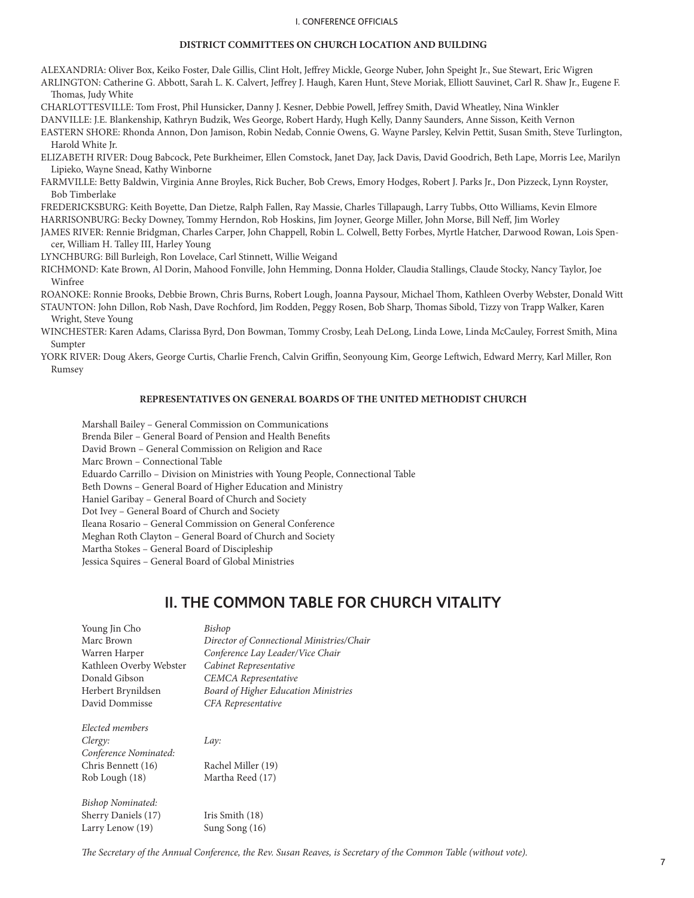### DISTRICT COMMITTEES ON CHURCH LOCATION AND BUILDING

ALEXANDRIA: Oliver Box, Keiko Foster, Dale Gillis, Clint Holt, Jeffrey Mickle, George Nuber, John Speight Jr., Sue Stewart, Eric Wigren

ARLINGTON: Catherine G. Abbott, Sarah L. K. Calvert, Jeffrey J. Haugh, Karen Hunt, Steve Moriak, Elliott Sauvinet, Carl R. Shaw Jr., Eugene F. Thomas, Judy White

CHARLOTTESVILLE: Tom Frost, Phil Hunsicker, Danny J. Kesner, Debbie Powell, Jeffrey Smith, David Wheatley, Nina Winkler

DANVILLE: J.E. Blankenship, Kathryn Budzik, Wes George, Robert Hardy, Hugh Kelly, Danny Saunders, Anne Sisson, Keith Vernon

EASTERN SHORE: Rhonda Annon, Don Jamison, Robin Nedab, Connie Owens, G. Wayne Parsley, Kelvin Pettit, Susan Smith, Steve Turlington, Harold White Jr.

ELIZABETH RIVER: Doug Babcock, Pete Burkheimer, Ellen Comstock, Janet Day, Jack Davis, David Goodrich, Beth Lape, Morris Lee, Marilyn Lipieko, Wayne Snead, Kathy Winborne

FARMVILLE: Betty Baldwin, Virginia Anne Broyles, Rick Bucher, Bob Crews, Emory Hodges, Robert J. Parks Jr., Don Pizzeck, Lynn Royster, Bob Timberlake

FREDERICKSBURG: Keith Boyette, Dan Dietze, Ralph Fallen, Ray Massie, Charles Tillapaugh, Larry Tubbs, Otto Williams, Kevin Elmore

HARRISONBURG: Becky Downey, Tommy Herndon, Rob Hoskins, Jim Joyner, George Miller, John Morse, Bill Neff, Jim Worley

JAMES RIVER: Rennie Bridgman, Charles Carper, John Chappell, Robin L. Colwell, Betty Forbes, Myrtle Hatcher, Darwood Rowan, Lois Spencer, William H. Talley III, Harley Young

LYNCHBURG: Bill Burleigh, Ron Lovelace, Carl Stinnett, Willie Weigand

RICHMOND: Kate Brown, Al Dorin, Mahood Fonville, John Hemming, Donna Holder, Claudia Stallings, Claude Stocky, Nancy Taylor, Joe Winfree

ROANOKE: Ronnie Brooks, Debbie Brown, Chris Burns, Robert Lough, Joanna Paysour, Michael Thom, Kathleen Overby Webster, Donald Witt

STAUNTON: John Dillon, Rob Nash, Dave Rochford, Jim Rodden, Peggy Rosen, Bob Sharp, Thomas Sibold, Tizzy von Trapp Walker, Karen Wright, Steve Young

WINCHESTER: Karen Adams, Clarissa Byrd, Don Bowman, Tommy Crosby, Leah DeLong, Linda Lowe, Linda McCauley, Forrest Smith, Mina Sumpter

YORK RIVER: Doug Akers, George Curtis, Charlie French, Calvin Griffin, Seonyoung Kim, George Leftwich, Edward Merry, Karl Miller, Ron Rumsey

### REPRESENTATIVES ON GENERAL BOARDS OF THE UNITED METHODIST CHURCH

Marshall Bailey – General Commission on Communications
Brenda Biler – General Board of Pension and Health Benefits
David Brown – General Commission on Religion and Race
Marc Brown – Connectional Table
Eduardo Carrillo – Division on Ministries with Young People, Connectional Table
Beth Downs – General Board of Higher Education and Ministry
Haniel Garibay – General Board of Church and Society
Dot Ivey – General Board of Church and Society
Ileana Rosario – General Commission on General Conference
Meghan Roth Clayton – General Board of Church and Society
Martha Stokes – General Board of Discipleship
Jessica Squires – General Board of Global Ministries

## II. THE COMMON TABLE FOR CHURCH VITALITY

| | |
|---|---|
| Young Jin Cho | *Bishop* |
| Marc Brown | *Director of Connectional Ministries/Chair* |
| Warren Harper | *Conference Lay Leader/Vice Chair* |
| Kathleen Overby Webster | *Cabinet Representative* |
| Donald Gibson | *CEMCA Representative* |
| Herbert Brynildsen | *Board of Higher Education Ministries* |
| David Dommisse | *CFA Representative* |

*Elected members*

| *Clergy:* | *Lay:* |
|---|---|
| *Conference Nominated:* | |
| Chris Bennett (16) | Rachel Miller (19) |
| Rob Lough (18) | Martha Reed (17) |
| *Bishop Nominated:* | |
| Sherry Daniels (17) | Iris Smith (18) |
| Larry Lenow (19) | Sung Song (16) |

*The Secretary of the Annual Conference, the Rev. Susan Reaves, is Secretary of the Common Table (without vote).*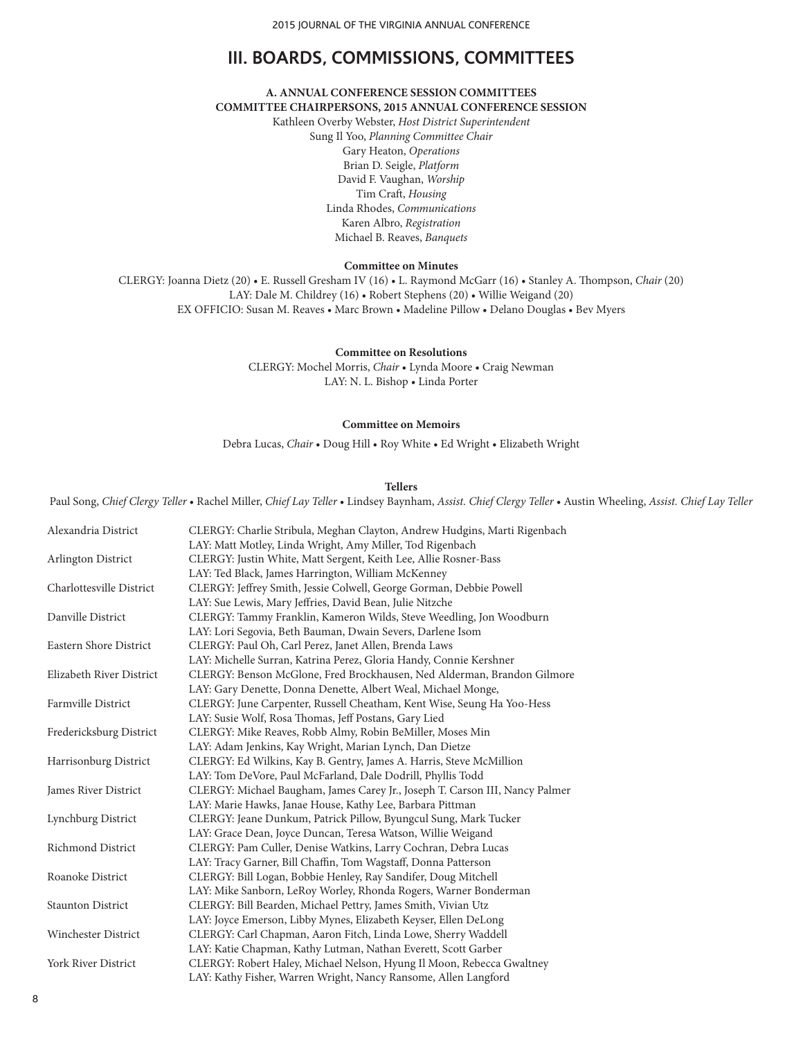# III. BOARDS, COMMISSIONS, COMMITTEES

## A. ANNUAL CONFERENCE SESSION COMMITTEES

**COMMITTEE CHAIRPERSONS, 2015 ANNUAL CONFERENCE SESSION**

Kathleen Overby Webster, *Host District Superintendent*
Sung Il Yoo, *Planning Committee Chair*
Gary Heaton, *Operations*
Brian D. Seigle, *Platform*
David F. Vaughan, *Worship*
Tim Craft, *Housing*
Linda Rhodes, *Communications*
Karen Albro, *Registration*
Michael B. Reaves, *Banquets*

**Committee on Minutes**

CLERGY: Joanna Dietz (20) • E. Russell Gresham IV (16) • L. Raymond McGarr (16) • Stanley A. Thompson, *Chair* (20)
LAY: Dale M. Childrey (16) • Robert Stephens (20) • Willie Weigand (20)
EX OFFICIO: Susan M. Reaves • Marc Brown • Madeline Pillow • Delano Douglas • Bev Myers

**Committee on Resolutions**

CLERGY: Mochel Morris, *Chair* • Lynda Moore • Craig Newman
LAY: N. L. Bishop • Linda Porter

**Committee on Memoirs**

Debra Lucas, *Chair* • Doug Hill • Roy White • Ed Wright • Elizabeth Wright

**Tellers**

Paul Song, *Chief Clergy Teller* • Rachel Miller, *Chief Lay Teller* • Lindsey Baynham, *Assist. Chief Clergy Teller* • Austin Wheeling, *Assist. Chief Lay Teller*

| District | Tellers |
|---|---|
| Alexandria District | CLERGY: Charlie Stribula, Meghan Clayton, Andrew Hudgins, Marti Rigenbach<br>LAY: Matt Motley, Linda Wright, Amy Miller, Tod Rigenbach |
| Arlington District | CLERGY: Justin White, Matt Sergent, Keith Lee, Allie Rosner-Bass<br>LAY: Ted Black, James Harrington, William McKenney |
| Charlottesville District | CLERGY: Jeffrey Smith, Jessie Colwell, George Gorman, Debbie Powell<br>LAY: Sue Lewis, Mary Jeffries, David Bean, Julie Nitzche |
| Danville District | CLERGY: Tammy Franklin, Kameron Wilds, Steve Weedling, Jon Woodburn<br>LAY: Lori Segovia, Beth Bauman, Dwain Severs, Darlene Isom |
| Eastern Shore District | CLERGY: Paul Oh, Carl Perez, Janet Allen, Brenda Laws<br>LAY: Michelle Surran, Katrina Perez, Gloria Handy, Connie Kershner |
| Elizabeth River District | CLERGY: Benson McGlone, Fred Brockhausen, Ned Alderman, Brandon Gilmore<br>LAY: Gary Denette, Donna Denette, Albert Weal, Michael Monge, |
| Farmville District | CLERGY: June Carpenter, Russell Cheatham, Kent Wise, Seung Ha Yoo-Hess<br>LAY: Susie Wolf, Rosa Thomas, Jeff Postans, Gary Lied |
| Fredericksburg District | CLERGY: Mike Reaves, Robb Almy, Robin BeMiller, Moses Min<br>LAY: Adam Jenkins, Kay Wright, Marian Lynch, Dan Dietze |
| Harrisonburg District | CLERGY: Ed Wilkins, Kay B. Gentry, James A. Harris, Steve McMillion<br>LAY: Tom DeVore, Paul McFarland, Dale Dodrill, Phyllis Todd |
| James River District | CLERGY: Michael Baugham, James Carey Jr., Joseph T. Carson III, Nancy Palmer<br>LAY: Marie Hawks, Janae House, Kathy Lee, Barbara Pittman |
| Lynchburg District | CLERGY: Jeane Dunkum, Patrick Pillow, Byungcul Sung, Mark Tucker<br>LAY: Grace Dean, Joyce Duncan, Teresa Watson, Willie Weigand |
| Richmond District | CLERGY: Pam Culler, Denise Watkins, Larry Cochran, Debra Lucas<br>LAY: Tracy Garner, Bill Chaffin, Tom Wagstaff, Donna Patterson |
| Roanoke District | CLERGY: Bill Logan, Bobbie Henley, Ray Sandifer, Doug Mitchell<br>LAY: Mike Sanborn, LeRoy Worley, Rhonda Rogers, Warner Bonderman |
| Staunton District | CLERGY: Bill Bearden, Michael Pettry, James Smith, Vivian Utz<br>LAY: Joyce Emerson, Libby Mynes, Elizabeth Keyser, Ellen DeLong |
| Winchester District | CLERGY: Carl Chapman, Aaron Fitch, Linda Lowe, Sherry Waddell<br>LAY: Katie Chapman, Kathy Lutman, Nathan Everett, Scott Garber |
| York River District | CLERGY: Robert Haley, Michael Nelson, Hyung Il Moon, Rebecca Gwaltney<br>LAY: Kathy Fisher, Warren Wright, Nancy Ransome, Allen Langford |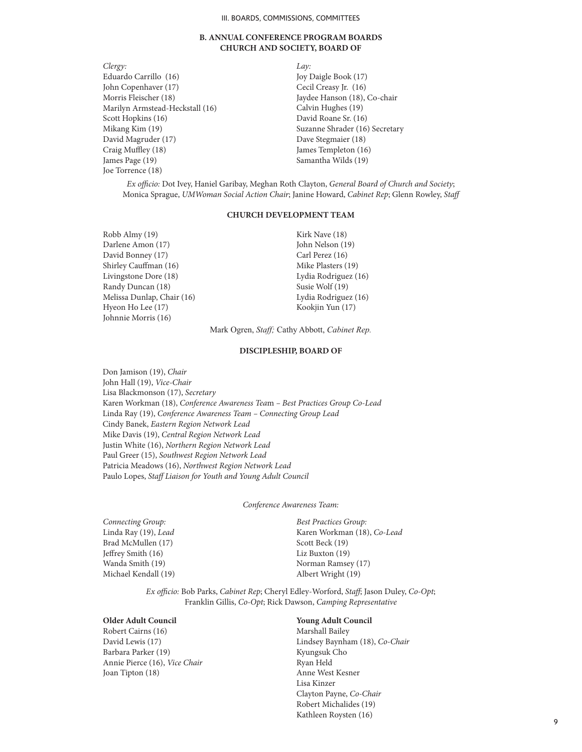## B. ANNUAL CONFERENCE PROGRAM BOARDS

### CHURCH AND SOCIETY, BOARD OF

*Clergy:*
Eduardo Carrillo (16)
John Copenhaver (17)
Morris Fleischer (18)
Marilyn Armstead-Heckstall (16)
Scott Hopkins (16)
Mikang Kim (19)
David Magruder (17)
Craig Muffley (18)
James Page (19)
Joe Torrence (18)

*Lay:*
Joy Daigle Book (17)
Cecil Creasy Jr. (16)
Jaydee Hanson (18), Co-chair
Calvin Hughes (19)
David Roane Sr. (16)
Suzanne Shrader (16) Secretary
Dave Stegmaier (18)
James Templeton (16)
Samantha Wilds (19)

*Ex officio:* Dot Ivey, Haniel Garibay, Meghan Roth Clayton, *General Board of Church and Society*; Monica Sprague, *UMWoman Social Action Chair*; Janine Howard, *Cabinet Rep*; Glenn Rowley, *Staff*

### CHURCH DEVELOPMENT TEAM

Robb Almy (19)
Darlene Amon (17)
David Bonney (17)
Shirley Cauffman (16)
Livingstone Dore (18)
Randy Duncan (18)
Melissa Dunlap, Chair (16)
Hyeon Ho Lee (17)
Johnnie Morris (16)
Kirk Nave (18)
John Nelson (19)
Carl Perez (16)
Mike Plasters (19)
Lydia Rodriguez (16)
Susie Wolf (19)
Lydia Rodriguez (16)
Kookjin Yun (17)

Mark Ogren, *Staff;* Cathy Abbott, *Cabinet Rep.*

### DISCIPLESHIP, BOARD OF

Don Jamison (19), *Chair*
John Hall (19), *Vice-Chair*
Lisa Blackmonson (17), *Secretary*
Karen Workman (18), *Conference Awareness Team – Best Practices Group Co-Lead*
Linda Ray (19), *Conference Awareness Team – Connecting Group Lead*
Cindy Banek, *Eastern Region Network Lead*
Mike Davis (19), *Central Region Network Lead*
Justin White (16), *Northern Region Network Lead*
Paul Greer (15), *Southwest Region Network Lead*
Patricia Meadows (16), *Northwest Region Network Lead*
Paulo Lopes, *Staff Liaison for Youth and Young Adult Council*

*Conference Awareness Team:*

*Connecting Group:*
Linda Ray (19), *Lead*
Brad McMullen (17)
Jeffrey Smith (16)
Wanda Smith (19)
Michael Kendall (19)

*Best Practices Group:*
Karen Workman (18), *Co-Lead*
Scott Beck (19)
Liz Buxton (19)
Norman Ramsey (17)
Albert Wright (19)

*Ex officio:* Bob Parks, *Cabinet Rep*; Cheryl Edley-Worford, *Staff*; Jason Duley, *Co-Opt*; Franklin Gillis, *Co-Opt*; Rick Dawson, *Camping Representative*

**Older Adult Council**
Robert Cairns (16)
David Lewis (17)
Barbara Parker (19)
Annie Pierce (16), *Vice Chair*
Joan Tipton (18)

**Young Adult Council**
Marshall Bailey
Lindsey Baynham (18), *Co-Chair*
Kyungsuk Cho
Ryan Held
Anne West Kesner
Lisa Kinzer
Clayton Payne, *Co-Chair*
Robert Michalides (19)
Kathleen Roysten (16)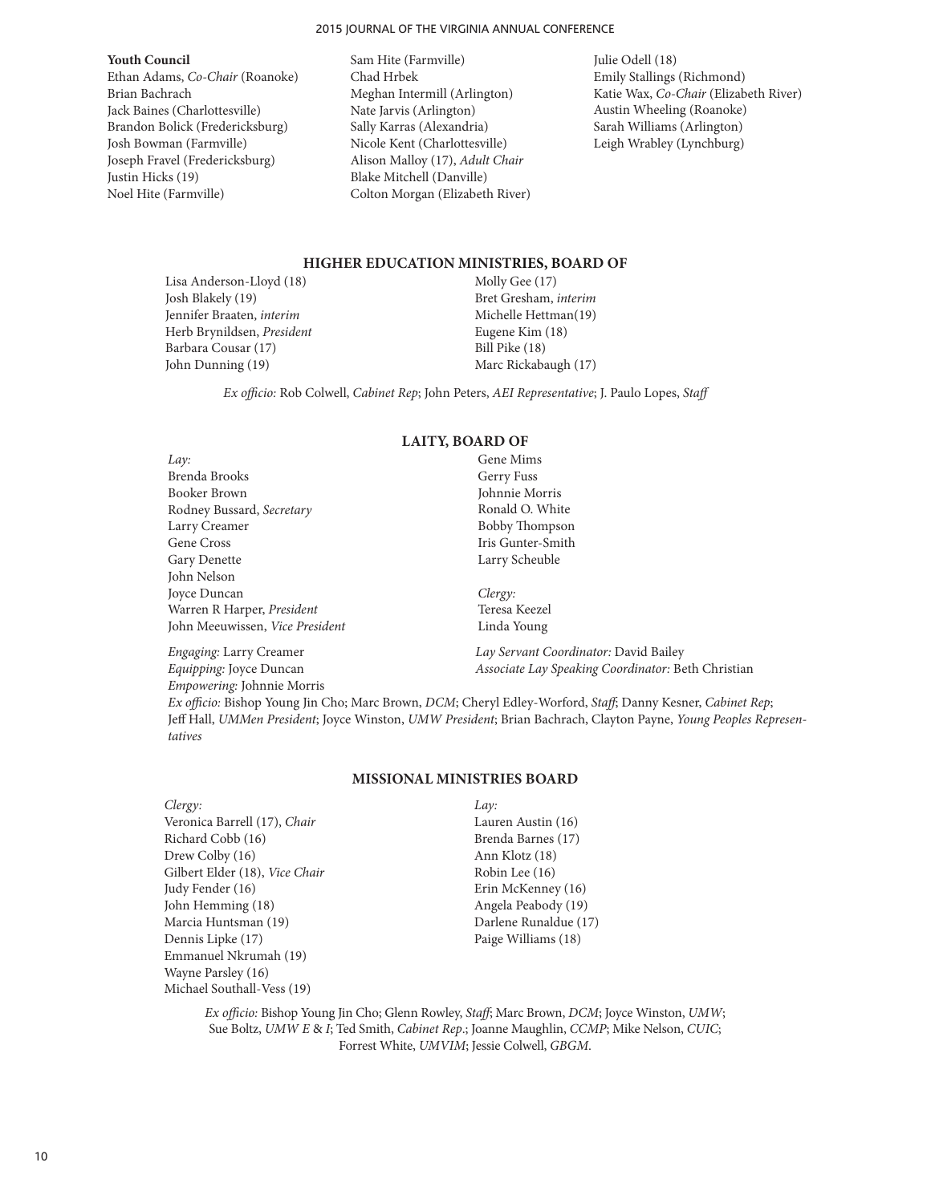**Youth Council**

Ethan Adams, *Co-Chair* (Roanoke)
Brian Bachrach
Jack Baines (Charlottesville)
Brandon Bolick (Fredericksburg)
Josh Bowman (Farmville)
Joseph Fravel (Fredericksburg)
Justin Hicks (19)
Noel Hite (Farmville)
Sam Hite (Farmville)
Chad Hrbek
Meghan Intermill (Arlington)
Nate Jarvis (Arlington)
Sally Karras (Alexandria)
Nicole Kent (Charlottesville)
Alison Malloy (17), *Adult Chair*
Blake Mitchell (Danville)
Colton Morgan (Elizabeth River)
Julie Odell (18)
Emily Stallings (Richmond)
Katie Wax, *Co-Chair* (Elizabeth River)
Austin Wheeling (Roanoke)
Sarah Williams (Arlington)
Leigh Wrabley (Lynchburg)

## HIGHER EDUCATION MINISTRIES, BOARD OF

Lisa Anderson-Lloyd (18)
Josh Blakely (19)
Jennifer Braaten, *interim*
Herb Brynildsen, *President*
Barbara Cousar (17)
John Dunning (19)
Molly Gee (17)
Bret Gresham, *interim*
Michelle Hettman(19)
Eugene Kim (18)
Bill Pike (18)
Marc Rickabaugh (17)

*Ex officio:* Rob Colwell, *Cabinet Rep*; John Peters, *AEI Representative*; J. Paulo Lopes, *Staff*

## LAITY, BOARD OF

*Lay:*
Brenda Brooks
Booker Brown
Rodney Bussard, *Secretary*
Larry Creamer
Gene Cross
Gary Denette
John Nelson
Joyce Duncan
Warren R Harper, *President*
John Meeuwissen, *Vice President*
Gene Mims
Gerry Fuss
Johnnie Morris
Ronald O. White
Bobby Thompson
Iris Gunter-Smith
Larry Scheuble

*Clergy:*
Teresa Keezel
Linda Young

*Engaging:* Larry Creamer
*Equipping:* Joyce Duncan
*Empowering:* Johnnie Morris
*Lay Servant Coordinator:* David Bailey
*Associate Lay Speaking Coordinator:* Beth Christian

*Ex officio:* Bishop Young Jin Cho; Marc Brown, *DCM*; Cheryl Edley-Worford, *Staff*; Danny Kesner, *Cabinet Rep*; Jeff Hall, *UMMen President*; Joyce Winston, *UMW President*; Brian Bachrach, Clayton Payne, *Young Peoples Representatives*

## MISSIONAL MINISTRIES BOARD

*Clergy:*
Veronica Barrell (17), *Chair*
Richard Cobb (16)
Drew Colby (16)
Gilbert Elder (18), *Vice Chair*
Judy Fender (16)
John Hemming (18)
Marcia Huntsman (19)
Dennis Lipke (17)
Emmanuel Nkrumah (19)
Wayne Parsley (16)
Michael Southall-Vess (19)

*Lay:*
Lauren Austin (16)
Brenda Barnes (17)
Ann Klotz (18)
Robin Lee (16)
Erin McKenney (16)
Angela Peabody (19)
Darlene Runaldue (17)
Paige Williams (18)

*Ex officio:* Bishop Young Jin Cho; Glenn Rowley, *Staff*; Marc Brown, *DCM*; Joyce Winston, *UMW*; Sue Boltz, *UMW E & I*; Ted Smith, *Cabinet Rep*.; Joanne Maughlin, *CCMP*; Mike Nelson, *CUIC*; Forrest White, *UMVIM*; Jessie Colwell, *GBGM*.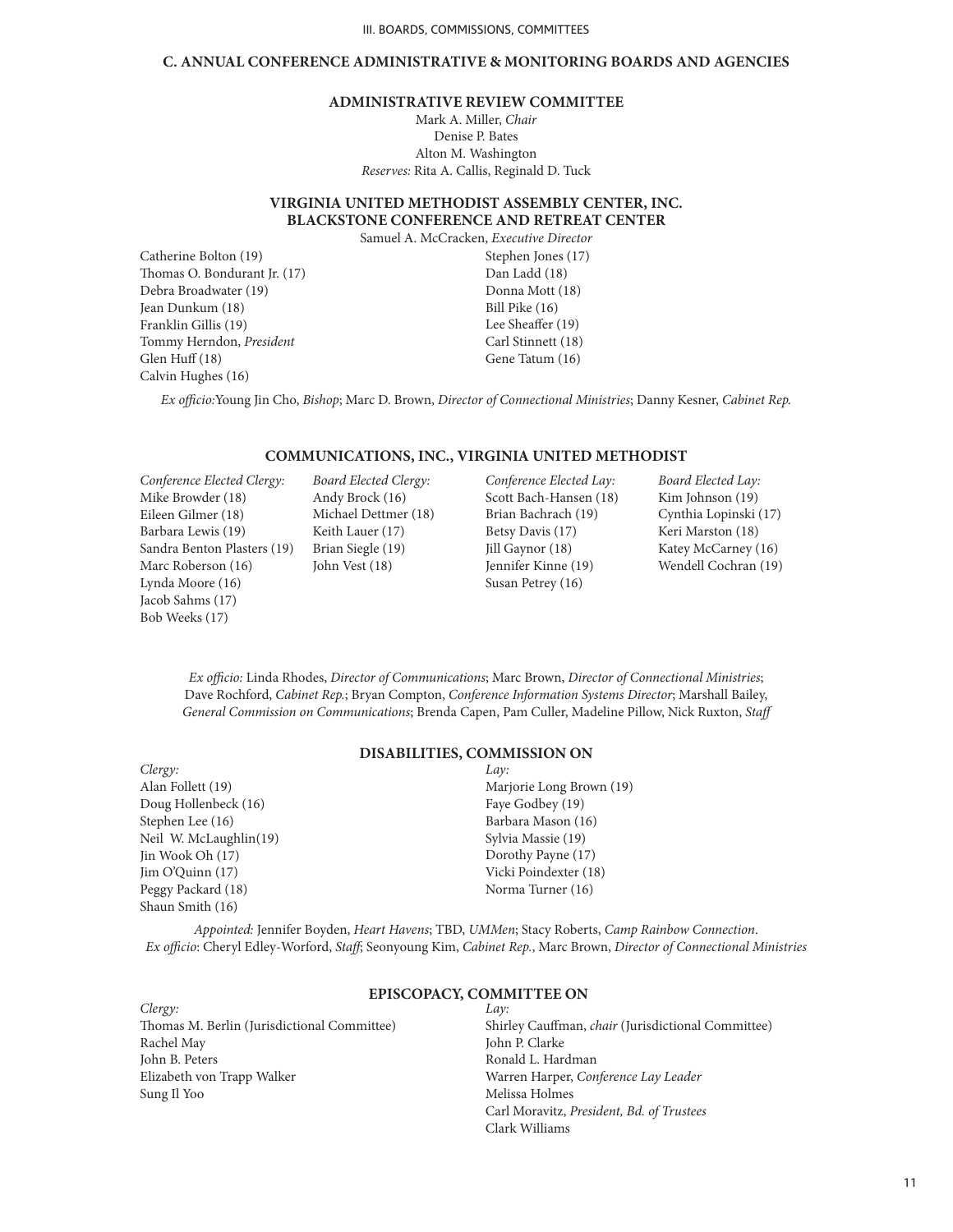## C. ANNUAL CONFERENCE ADMINISTRATIVE & MONITORING BOARDS AND AGENCIES

### ADMINISTRATIVE REVIEW COMMITTEE

Mark A. Miller, *Chair*
Denise P. Bates
Alton M. Washington
*Reserves:* Rita A. Callis, Reginald D. Tuck

### VIRGINIA UNITED METHODIST ASSEMBLY CENTER, INC. BLACKSTONE CONFERENCE AND RETREAT CENTER

Samuel A. McCracken, *Executive Director*

Catherine Bolton (19)
Thomas O. Bondurant Jr. (17)
Debra Broadwater (19)
Jean Dunkum (18)
Franklin Gillis (19)
Tommy Herndon, *President*
Glen Huff (18)
Calvin Hughes (16)
Stephen Jones (17)
Dan Ladd (18)
Donna Mott (18)
Bill Pike (16)
Lee Sheaffer (19)
Carl Stinnett (18)
Gene Tatum (16)

*Ex officio:* Young Jin Cho, *Bishop*; Marc D. Brown, *Director of Connectional Ministries*; Danny Kesner, *Cabinet Rep.*

### COMMUNICATIONS, INC., VIRGINIA UNITED METHODIST

*Conference Elected Clergy:*
Mike Browder (18)
Eileen Gilmer (18)
Barbara Lewis (19)
Sandra Benton Plasters (19)
Marc Roberson (16)
Lynda Moore (16)
Jacob Sahms (17)
Bob Weeks (17)

*Board Elected Clergy:*
Andy Brock (16)
Michael Dettmer (18)
Keith Lauer (17)
Brian Siegle (19)
John Vest (18)

*Conference Elected Lay:*
Scott Bach-Hansen (18)
Brian Bachrach (19)
Betsy Davis (17)
Jill Gaynor (18)
Jennifer Kinne (19)
Susan Petrey (16)

*Board Elected Lay:*
Kim Johnson (19)
Cynthia Lopinski (17)
Keri Marston (18)
Katey McCarney (16)
Wendell Cochran (19)

*Ex officio:* Linda Rhodes, *Director of Communications*; Marc Brown, *Director of Connectional Ministries*; Dave Rochford, *Cabinet Rep.*; Bryan Compton, *Conference Information Systems Director*; Marshall Bailey, *General Commission on Communications*; Brenda Capen, Pam Culler, Madeline Pillow, Nick Ruxton, *Staff*

### DISABILITIES, COMMISSION ON

*Clergy:*
Alan Follett (19)
Doug Hollenbeck (16)
Stephen Lee (16)
Neil W. McLaughlin(19)
Jin Wook Oh (17)
Jim O'Quinn (17)
Peggy Packard (18)
Shaun Smith (16)

*Lay:*
Marjorie Long Brown (19)
Faye Godbey (19)
Barbara Mason (16)
Sylvia Massie (19)
Dorothy Payne (17)
Vicki Poindexter (18)
Norma Turner (16)

*Appointed:* Jennifer Boyden, *Heart Havens*; TBD, *UMMen*; Stacy Roberts, *Camp Rainbow Connection*.
*Ex officio*: Cheryl Edley-Worford, *Staff*; Seonyoung Kim, *Cabinet Rep.*, Marc Brown, *Director of Connectional Ministries*

### EPISCOPACY, COMMITTEE ON

*Clergy:*
Thomas M. Berlin (Jurisdictional Committee)
Rachel May
John B. Peters
Elizabeth von Trapp Walker
Sung Il Yoo

*Lay:*
Shirley Cauffman, *chair* (Jurisdictional Committee)
John P. Clarke
Ronald L. Hardman
Warren Harper, *Conference Lay Leader*
Melissa Holmes
Carl Moravitz, *President, Bd. of Trustees*
Clark Williams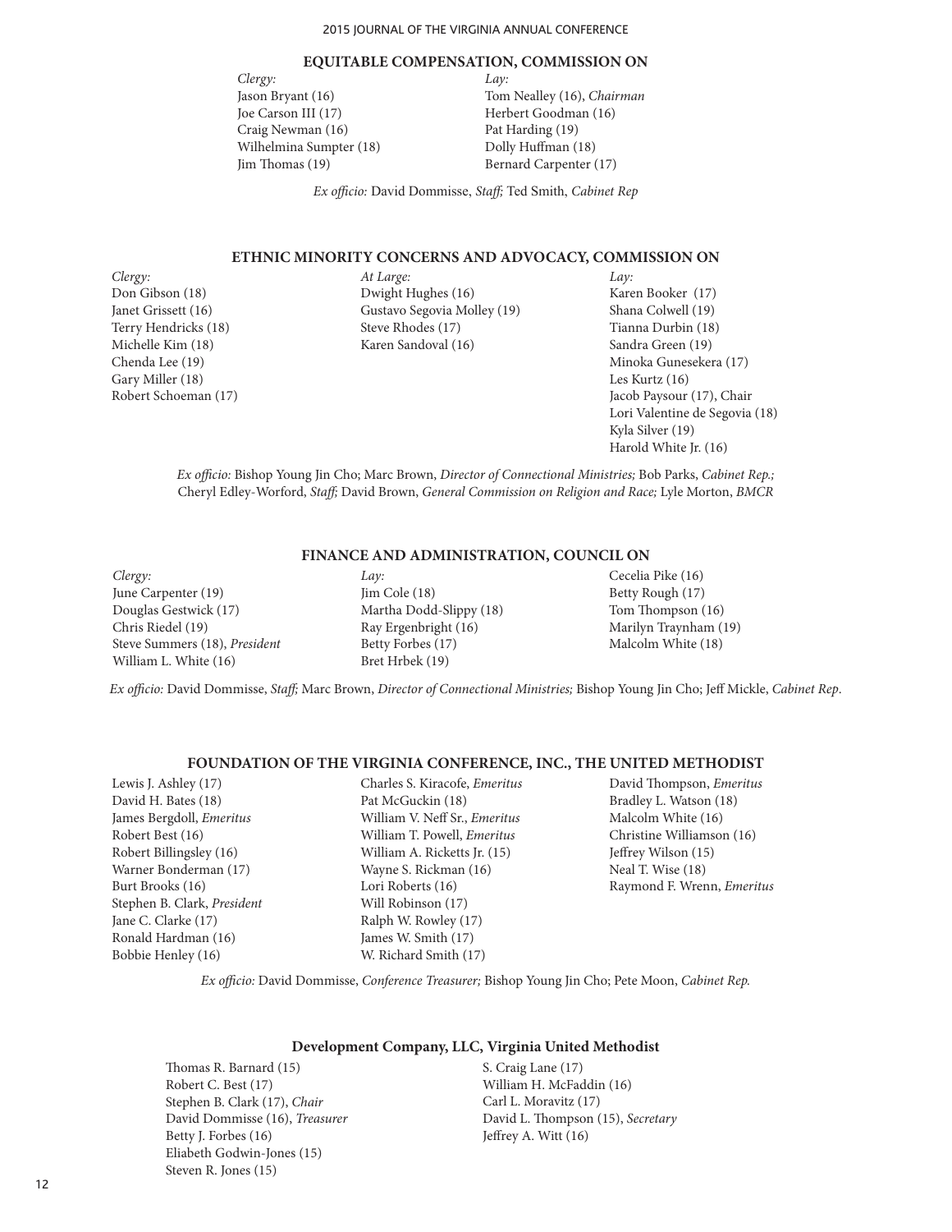## EQUITABLE COMPENSATION, COMMISSION ON

*Clergy:*
Jason Bryant (16)
Joe Carson III (17)
Craig Newman (16)
Wilhelmina Sumpter (18)
Jim Thomas (19)

*Lay:*
Tom Nealley (16), *Chairman*
Herbert Goodman (16)
Pat Harding (19)
Dolly Huffman (18)
Bernard Carpenter (17)

*Ex officio:* David Dommisse, *Staff;* Ted Smith, *Cabinet Rep*

## ETHNIC MINORITY CONCERNS AND ADVOCACY, COMMISSION ON

*Clergy:*
Don Gibson (18)
Janet Grissett (16)
Terry Hendricks (18)
Michelle Kim (18)
Chenda Lee (19)
Gary Miller (18)
Robert Schoeman (17)

*At Large:*
Dwight Hughes (16)
Gustavo Segovia Molley (19)
Steve Rhodes (17)
Karen Sandoval (16)

*Lay:*
Karen Booker (17)
Shana Colwell (19)
Tianna Durbin (18)
Sandra Green (19)
Minoka Gunesekera (17)
Les Kurtz (16)
Jacob Paysour (17), Chair
Lori Valentine de Segovia (18)
Kyla Silver (19)
Harold White Jr. (16)

*Ex officio:* Bishop Young Jin Cho; Marc Brown, *Director of Connectional Ministries;* Bob Parks, *Cabinet Rep.;* Cheryl Edley-Worford, *Staff;* David Brown, *General Commission on Religion and Race;* Lyle Morton, *BMCR*

## FINANCE AND ADMINISTRATION, COUNCIL ON

*Clergy:*
June Carpenter (19)
Douglas Gestwick (17)
Chris Riedel (19)
Steve Summers (18), *President*
William L. White (16)

*Lay:*
Jim Cole (18)
Martha Dodd-Slippy (18)
Ray Ergenbright (16)
Betty Forbes (17)
Bret Hrbek (19)
Cecelia Pike (16)
Betty Rough (17)
Tom Thompson (16)
Marilyn Traynham (19)
Malcolm White (18)

*Ex officio:* David Dommisse, *Staff;* Marc Brown, *Director of Connectional Ministries;* Bishop Young Jin Cho; Jeff Mickle, *Cabinet Rep*.

## FOUNDATION OF THE VIRGINIA CONFERENCE, INC., THE UNITED METHODIST

Lewis J. Ashley (17)
David H. Bates (18)
James Bergdoll, *Emeritus*
Robert Best (16)
Robert Billingsley (16)
Warner Bonderman (17)
Burt Brooks (16)
Stephen B. Clark, *President*
Jane C. Clarke (17)
Ronald Hardman (16)
Bobbie Henley (16)
Charles S. Kiracofe, *Emeritus*
Pat McGuckin (18)
William V. Neff Sr., *Emeritus*
William T. Powell, *Emeritus*
William A. Ricketts Jr. (15)
Wayne S. Rickman (16)
Lori Roberts (16)
Will Robinson (17)
Ralph W. Rowley (17)
James W. Smith (17)
W. Richard Smith (17)
David Thompson, *Emeritus*
Bradley L. Watson (18)
Malcolm White (16)
Christine Williamson (16)
Jeffrey Wilson (15)
Neal T. Wise (18)
Raymond F. Wrenn, *Emeritus*

*Ex officio:* David Dommisse, *Conference Treasurer;* Bishop Young Jin Cho; Pete Moon, *Cabinet Rep.*

### Development Company, LLC, Virginia United Methodist

Thomas R. Barnard (15)
Robert C. Best (17)
Stephen B. Clark (17), *Chair*
David Dommisse (16), *Treasurer*
Betty J. Forbes (16)
Eliabeth Godwin-Jones (15)
Steven R. Jones (15)
S. Craig Lane (17)
William H. McFaddin (16)
Carl L. Moravitz (17)
David L. Thompson (15), *Secretary*
Jeffrey A. Witt (16)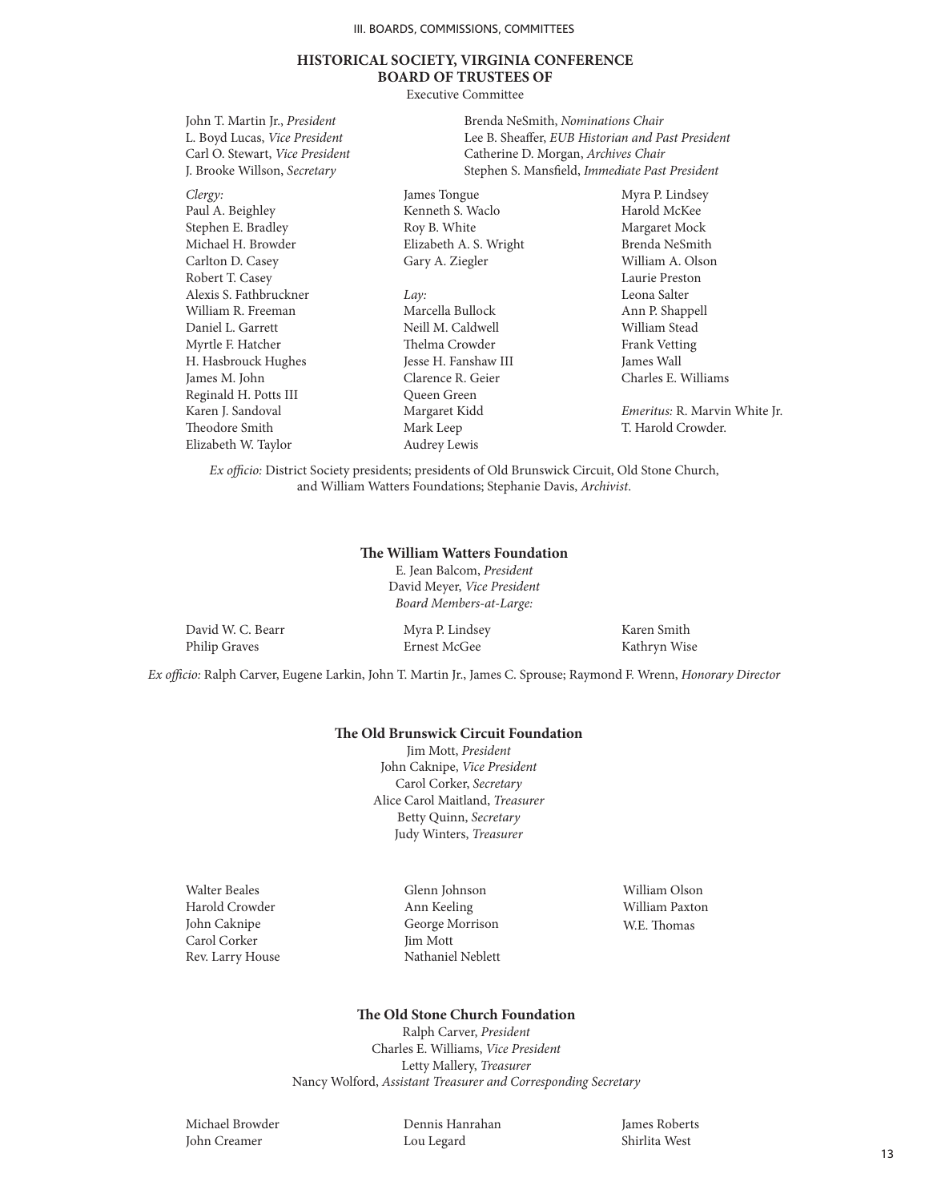## HISTORICAL SOCIETY, VIRGINIA CONFERENCE BOARD OF TRUSTEES OF

Executive Committee

John T. Martin Jr., *President*
L. Boyd Lucas, *Vice President*
Carl O. Stewart, *Vice President*
J. Brooke Willson, *Secretary*
Brenda NeSmith, *Nominations Chair*
Lee B. Sheaffer, *EUB Historian and Past President*
Catherine D. Morgan, *Archives Chair*
Stephen S. Mansfield, *Immediate Past President*

*Clergy:*
Paul A. Beighley
Stephen E. Bradley
Michael H. Browder
Carlton D. Casey
Robert T. Casey
Alexis S. Fathbruckner
William R. Freeman
Daniel L. Garrett
Myrtle F. Hatcher
H. Hasbrouck Hughes
James M. John
Reginald H. Potts III
Karen J. Sandoval
Theodore Smith
Elizabeth W. Taylor
James Tongue
Kenneth S. Waclo
Roy B. White
Elizabeth A. S. Wright
Gary A. Ziegler

*Lay:*
Marcella Bullock
Neill M. Caldwell
Thelma Crowder
Jesse H. Fanshaw III
Clarence R. Geier
Queen Green
Margaret Kidd
Mark Leep
Audrey Lewis
Myra P. Lindsey
Harold McKee
Margaret Mock
Brenda NeSmith
William A. Olson
Laurie Preston
Leona Salter
Ann P. Shappell
William Stead
Frank Vetting
James Wall
Charles E. Williams

*Emeritus:* R. Marvin White Jr.
T. Harold Crowder.

*Ex officio:* District Society presidents; presidents of Old Brunswick Circuit, Old Stone Church, and William Watters Foundations; Stephanie Davis, *Archivist*.

### The William Watters Foundation

E. Jean Balcom, *President*
David Meyer, *Vice President*
*Board Members-at-Large:*

David W. C. Bearr
Philip Graves
Myra P. Lindsey
Ernest McGee
Karen Smith
Kathryn Wise

*Ex officio:* Ralph Carver, Eugene Larkin, John T. Martin Jr., James C. Sprouse; Raymond F. Wrenn, *Honorary Director*

### The Old Brunswick Circuit Foundation

Jim Mott, *President*
John Caknipe, *Vice President*
Carol Corker, *Secretary*
Alice Carol Maitland, *Treasurer*
Betty Quinn, *Secretary*
Judy Winters, *Treasurer*

Walter Beales
Harold Crowder
John Caknipe
Carol Corker
Rev. Larry House
Glenn Johnson
Ann Keeling
George Morrison
Jim Mott
Nathaniel Neblett
William Olson
William Paxton
W.E. Thomas

### The Old Stone Church Foundation

Ralph Carver, *President*
Charles E. Williams, *Vice President*
Letty Mallery, *Treasurer*
Nancy Wolford, *Assistant Treasurer and Corresponding Secretary*

Michael Browder
John Creamer
Dennis Hanrahan
Lou Legard
James Roberts
Shirlita West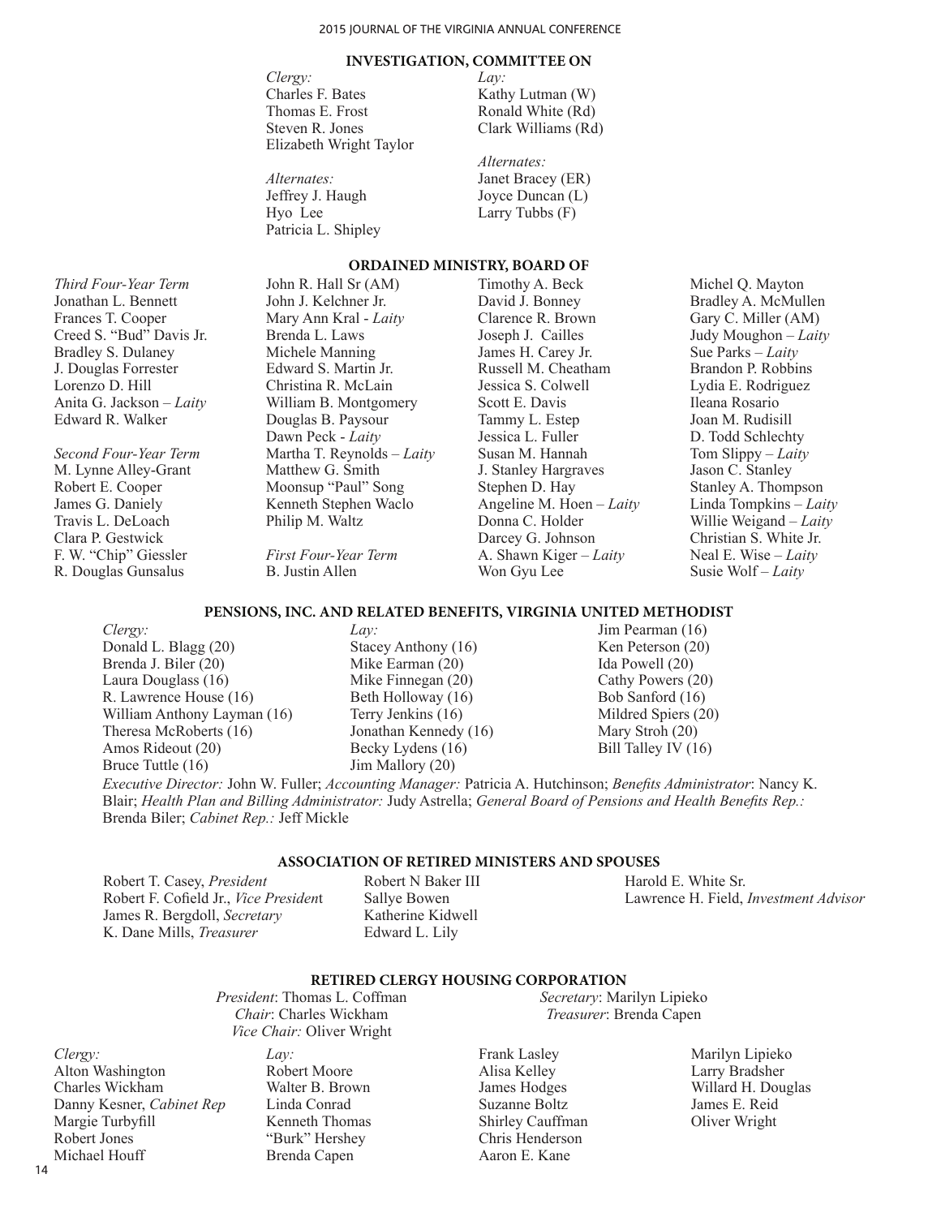## INVESTIGATION, COMMITTEE ON

*Clergy:*
Charles F. Bates
Thomas E. Frost
Steven R. Jones
Elizabeth Wright Taylor

*Alternates:*
Jeffrey J. Haugh
Hyo Lee
Patricia L. Shipley

*Lay:*
Kathy Lutman (W)
Ronald White (Rd)
Clark Williams (Rd)

*Alternates:*
Janet Bracey (ER)
Joyce Duncan (L)
Larry Tubbs (F)

## ORDAINED MINISTRY, BOARD OF

*Third Four-Year Term*
Jonathan L. Bennett
Frances T. Cooper
Creed S. "Bud" Davis Jr.
Bradley S. Dulaney
J. Douglas Forrester
Lorenzo D. Hill
Anita G. Jackson – *Laity*
Edward R. Walker

*Second Four-Year Term*
M. Lynne Alley-Grant
Robert E. Cooper
James G. Daniely
Travis L. DeLoach
Clara P. Gestwick
F. W. "Chip" Giessler
R. Douglas Gunsalus
John R. Hall Sr (AM)
John J. Kelchner Jr.
Mary Ann Kral - *Laity*
Brenda L. Laws
Michele Manning
Edward S. Martin Jr.
Christina R. McLain
William B. Montgomery
Douglas B. Paysour
Dawn Peck - *Laity*
Martha T. Reynolds – *Laity*
Matthew G. Smith
Moonsup "Paul" Song
Kenneth Stephen Waclo
Philip M. Waltz

*First Four-Year Term*
B. Justin Allen
Timothy A. Beck
David J. Bonney
Clarence R. Brown
Joseph J. Cailles
James H. Carey Jr.
Russell M. Cheatham
Jessica S. Colwell
Scott E. Davis
Tammy L. Estep
Jessica L. Fuller
Susan M. Hannah
J. Stanley Hargraves
Stephen D. Hay
Angeline M. Hoen – *Laity*
Donna C. Holder
Darcey G. Johnson
A. Shawn Kiger – *Laity*
Won Gyu Lee
Michel Q. Mayton
Bradley A. McMullen
Gary C. Miller (AM)
Judy Moughon – *Laity*
Sue Parks – *Laity*
Brandon P. Robbins
Lydia E. Rodriguez
Ileana Rosario
Joan M. Rudisill
D. Todd Schlechty
Tom Slippy – *Laity*
Jason C. Stanley
Stanley A. Thompson
Linda Tompkins – *Laity*
Willie Weigand – *Laity*
Christian S. White Jr.
Neal E. Wise – *Laity*
Susie Wolf – *Laity*

## PENSIONS, INC. AND RELATED BENEFITS, VIRGINIA UNITED METHODIST

*Clergy:*
Donald L. Blagg (20)
Brenda J. Biler (20)
Laura Douglass (16)
R. Lawrence House (16)
William Anthony Layman (16)
Theresa McRoberts (16)
Amos Rideout (20)
Bruce Tuttle (16)

*Lay:*
Stacey Anthony (16)
Mike Earman (20)
Mike Finnegan (20)
Beth Holloway (16)
Terry Jenkins (16)
Jonathan Kennedy (16)
Becky Lydens (16)
Jim Mallory (20)
Jim Pearman (16)
Ken Peterson (20)
Ida Powell (20)
Cathy Powers (20)
Bob Sanford (16)
Mildred Spiers (20)
Mary Stroh (20)
Bill Talley IV (16)

*Executive Director:* John W. Fuller; *Accounting Manager:* Patricia A. Hutchinson; *Benefits Administrator*: Nancy K. Blair; *Health Plan and Billing Administrator:* Judy Astrella; *General Board of Pensions and Health Benefits Rep.:* Brenda Biler; *Cabinet Rep.:* Jeff Mickle

## ASSOCIATION OF RETIRED MINISTERS AND SPOUSES

Robert T. Casey, *President*
Robert F. Cofield Jr., *Vice President*
James R. Bergdoll, *Secretary*
K. Dane Mills, *Treasurer*
Robert N Baker III
Sallye Bowen
Katherine Kidwell
Edward L. Lily
Harold E. White Sr.
Lawrence H. Field, *Investment Advisor*

## RETIRED CLERGY HOUSING CORPORATION

*President*: Thomas L. Coffman
*Chair*: Charles Wickham
*Vice Chair:* Oliver Wright
*Secretary*: Marilyn Lipieko
*Treasurer*: Brenda Capen

*Clergy:*
Alton Washington
Charles Wickham
Danny Kesner, *Cabinet Rep*
Margie Turbyfill
Robert Jones
Michael Houff

*Lay:*
Robert Moore
Walter B. Brown
Linda Conrad
Kenneth Thomas
"Burk" Hershey
Brenda Capen
Frank Lasley
Alisa Kelley
James Hodges
Suzanne Boltz
Shirley Cauffman
Chris Henderson
Aaron E. Kane
Marilyn Lipieko
Larry Bradsher
Willard H. Douglas
James E. Reid
Oliver Wright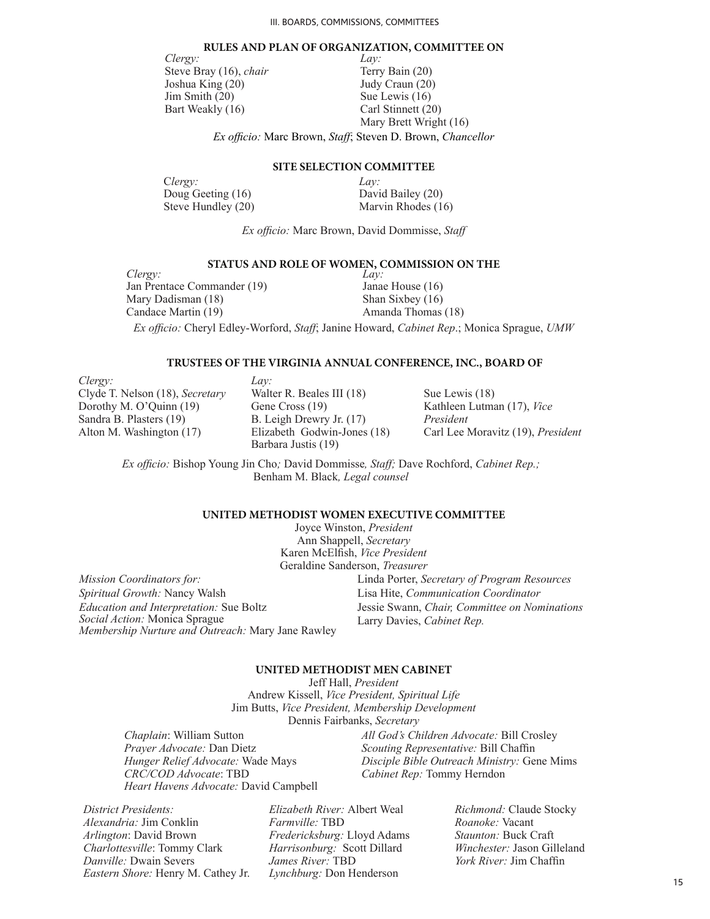### RULES AND PLAN OF ORGANIZATION, COMMITTEE ON

*Clergy:*
Steve Bray (16), *chair*
Joshua King (20)
Jim Smith (20)
Bart Weakly (16)

*Lay:*
Terry Bain (20)
Judy Craun (20)
Sue Lewis (16)
Carl Stinnett (20)
Mary Brett Wright (16)

*Ex officio:* Marc Brown, *Staff*; Steven D. Brown, *Chancellor*

### SITE SELECTION COMMITTEE

*Clergy:*
Doug Geeting (16)
Steve Hundley (20)

*Lay:*
David Bailey (20)
Marvin Rhodes (16)

*Ex officio:* Marc Brown, David Dommisse, *Staff*

### STATUS AND ROLE OF WOMEN, COMMISSION ON THE

*Clergy:*
Jan Prentace Commander (19)
Mary Dadisman (18)
Candace Martin (19)

*Lay:*
Janae House (16)
Shan Sixbey (16)
Amanda Thomas (18)

*Ex officio:* Cheryl Edley-Worford, *Staff*; Janine Howard, *Cabinet Rep*.; Monica Sprague, *UMW*

### TRUSTEES OF THE VIRGINIA ANNUAL CONFERENCE, INC., BOARD OF

*Clergy:*
Clyde T. Nelson (18), *Secretary*
Dorothy M. O'Quinn (19)
Sandra B. Plasters (19)
Alton M. Washington (17)

*Lay:*
Walter R. Beales III (18)
Gene Cross (19)
B. Leigh Drewry Jr. (17)
Elizabeth Godwin-Jones (18)
Barbara Justis (19)
Sue Lewis (18)
Kathleen Lutman (17), *Vice President*
Carl Lee Moravitz (19), *President*

*Ex officio:* Bishop Young Jin Cho*;* David Dommisse*, Staff;* Dave Rochford, *Cabinet Rep.;* Benham M. Black*, Legal counsel*

### UNITED METHODIST WOMEN EXECUTIVE COMMITTEE

Joyce Winston, *President*
Ann Shappell, *Secretary*
Karen McElfish, *Vice President*
Geraldine Sanderson, *Treasurer*

*Mission Coordinators for:*
*Spiritual Growth:* Nancy Walsh
*Education and Interpretation:* Sue Boltz
*Social Action:* Monica Sprague
*Membership Nurture and Outreach:* Mary Jane Rawley

Linda Porter, *Secretary of Program Resources*
Lisa Hite, *Communication Coordinator*
Jessie Swann, *Chair, Committee on Nominations*
Larry Davies, *Cabinet Rep.*

### UNITED METHODIST MEN CABINET

Jeff Hall, *President*
Andrew Kissell, *Vice President, Spiritual Life*
Jim Butts, *Vice President, Membership Development*
Dennis Fairbanks, *Secretary*

*Chaplain*: William Sutton
*Prayer Advocate:* Dan Dietz
*Hunger Relief Advocate:* Wade Mays
*CRC/COD Advocate*: TBD
*Heart Havens Advocate:* David Campbell
*All God's Children Advocate:* Bill Crosley
*Scouting Representative:* Bill Chaffin
*Disciple Bible Outreach Ministry:* Gene Mims
*Cabinet Rep:* Tommy Herndon

*District Presidents:*
*Alexandria:* Jim Conklin
*Arlington*: David Brown
*Charlottesville*: Tommy Clark
*Danville:* Dwain Severs
*Eastern Shore:* Henry M. Cathey Jr.
*Elizabeth River:* Albert Weal
*Farmville:* TBD
*Fredericksburg:* Lloyd Adams
*Harrisonburg:* Scott Dillard
*James River:* TBD
*Lynchburg:* Don Henderson
*Richmond:* Claude Stocky
*Roanoke:* Vacant
*Staunton:* Buck Craft
*Winchester:* Jason Gilleland
*York River:* Jim Chaffin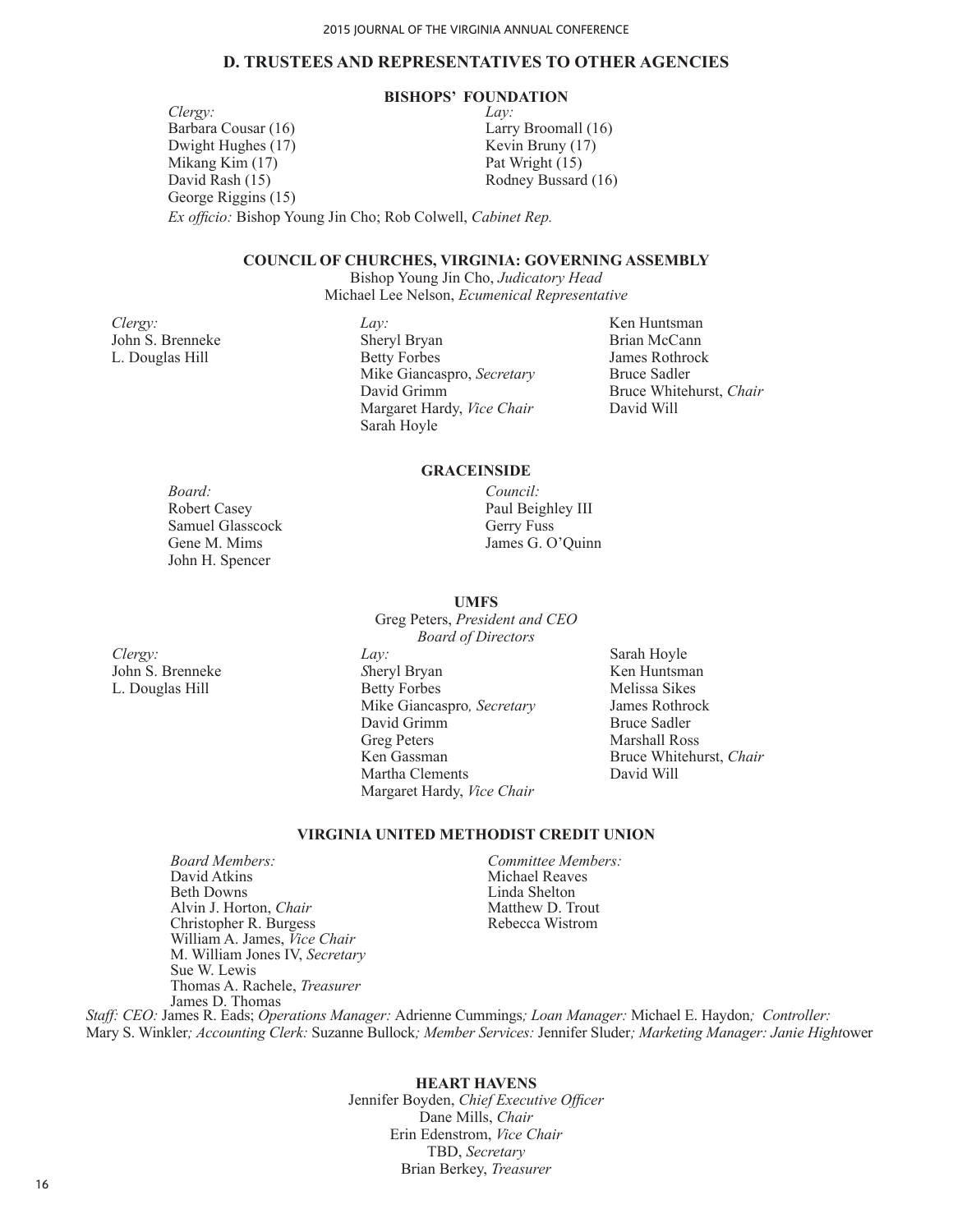## D. TRUSTEES AND REPRESENTATIVES TO OTHER AGENCIES

### BISHOPS' FOUNDATION

*Clergy:*
Barbara Cousar (16)
Dwight Hughes (17)
Mikang Kim (17)
David Rash (15)
George Riggins (15)

*Lay:*
Larry Broomall (16)
Kevin Bruny (17)
Pat Wright (15)
Rodney Bussard (16)

*Ex officio:* Bishop Young Jin Cho; Rob Colwell, *Cabinet Rep.*

### COUNCIL OF CHURCHES, VIRGINIA: GOVERNING ASSEMBLY

Bishop Young Jin Cho, *Judicatory Head*
Michael Lee Nelson, *Ecumenical Representative*

*Clergy:*
John S. Brenneke
L. Douglas Hill

*Lay:*
Sheryl Bryan
Betty Forbes
Mike Giancaspro, *Secretary*
David Grimm
Margaret Hardy, *Vice Chair*
Sarah Hoyle
Ken Huntsman
Brian McCann
James Rothrock
Bruce Sadler
Bruce Whitehurst, *Chair*
David Will

### GRACEINSIDE

*Board:*
Robert Casey
Samuel Glasscock
Gene M. Mims
John H. Spencer

*Council:*
Paul Beighley III
Gerry Fuss
James G. O'Quinn

### UMFS

Greg Peters, *President and CEO*
*Board of Directors*

*Clergy:*
John S. Brenneke
L. Douglas Hill

*Lay:*
Sheryl Bryan
Betty Forbes
Mike Giancaspro, *Secretary*
David Grimm
Greg Peters
Ken Gassman
Martha Clements
Margaret Hardy, *Vice Chair*
Sarah Hoyle
Ken Huntsman
Melissa Sikes
James Rothrock
Bruce Sadler
Marshall Ross
Bruce Whitehurst, *Chair*
David Will

### VIRGINIA UNITED METHODIST CREDIT UNION

*Board Members:*
David Atkins
Beth Downs
Alvin J. Horton, *Chair*
Christopher R. Burgess
William A. James, *Vice Chair*
M. William Jones IV, *Secretary*
Sue W. Lewis
Thomas A. Rachele, *Treasurer*
James D. Thomas

*Committee Members:*
Michael Reaves
Linda Shelton
Matthew D. Trout
Rebecca Wistrom

*Staff: CEO:* James R. Eads; *Operations Manager:* Adrienne Cummings; *Loan Manager:* Michael E. Haydon; *Controller:* Mary S. Winkler; *Accounting Clerk:* Suzanne Bullock; *Member Services:* Jennifer Sluder; *Marketing Manager: Janie Hight*ower

### HEART HAVENS

Jennifer Boyden, *Chief Executive Officer*
Dane Mills, *Chair*
Erin Edenstrom, *Vice Chair*
TBD, *Secretary*
Brian Berkey, *Treasurer*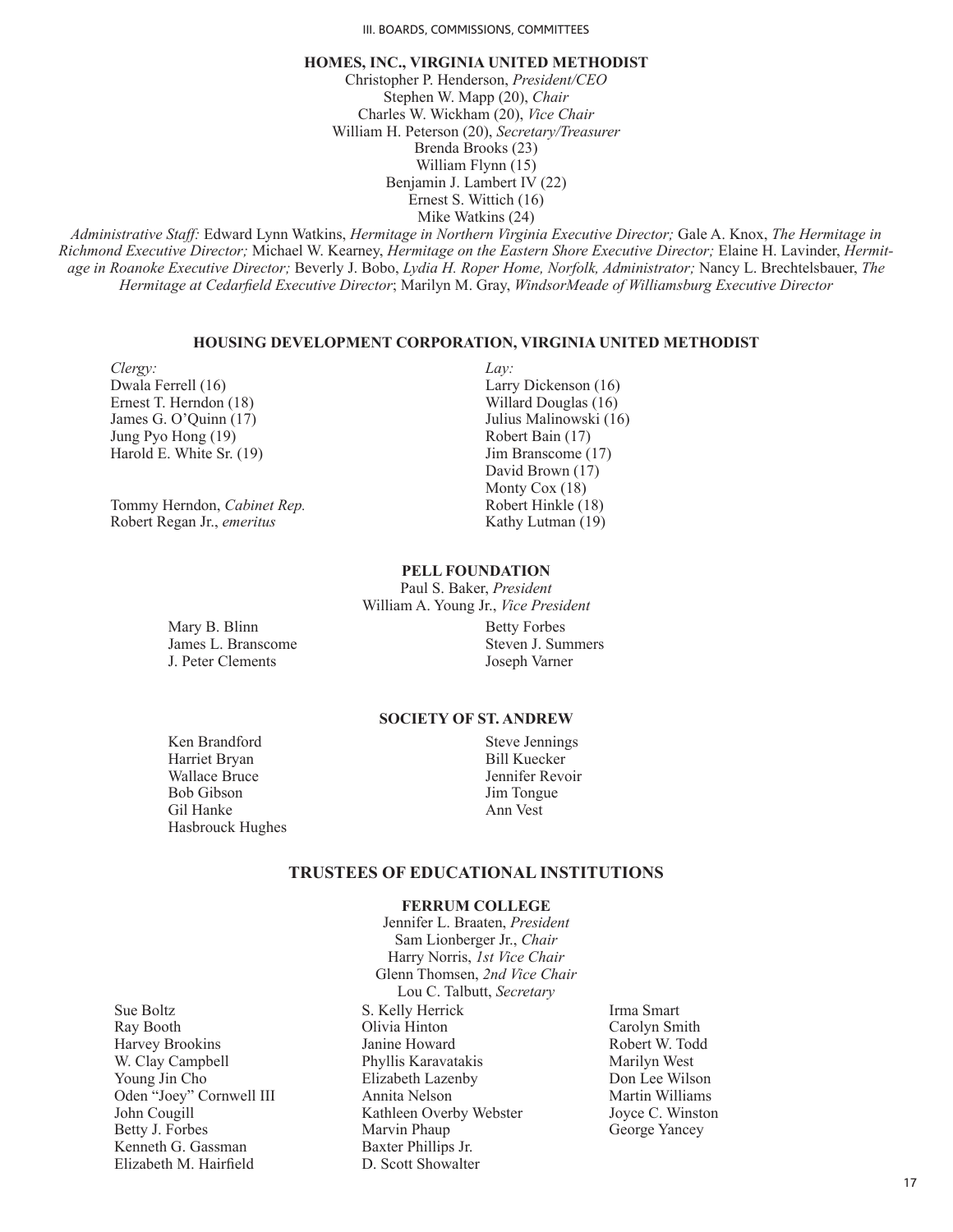### HOMES, INC., VIRGINIA UNITED METHODIST

Christopher P. Henderson, *President/CEO*
Stephen W. Mapp (20), *Chair*
Charles W. Wickham (20), *Vice Chair*
William H. Peterson (20), *Secretary/Treasurer*
Brenda Brooks (23)
William Flynn (15)
Benjamin J. Lambert IV (22)
Ernest S. Wittich (16)
Mike Watkins (24)

*Administrative Staff:* Edward Lynn Watkins, *Hermitage in Northern Virginia Executive Director;* Gale A. Knox, *The Hermitage in Richmond Executive Director;* Michael W. Kearney, *Hermitage on the Eastern Shore Executive Director;* Elaine H. Lavinder, *Hermitage in Roanoke Executive Director;* Beverly J. Bobo, *Lydia H. Roper Home, Norfolk, Administrator;* Nancy L. Brechtelsbauer, *The Hermitage at Cedarfield Executive Director*; Marilyn M. Gray, *WindsorMeade of Williamsburg Executive Director*

### HOUSING DEVELOPMENT CORPORATION, VIRGINIA UNITED METHODIST

*Clergy:*
Dwala Ferrell (16)
Ernest T. Herndon (18)
James G. O'Quinn (17)
Jung Pyo Hong (19)
Harold E. White Sr. (19)

Tommy Herndon, *Cabinet Rep.*
Robert Regan Jr., *emeritus*

*Lay:*
Larry Dickenson (16)
Willard Douglas (16)
Julius Malinowski (16)
Robert Bain (17)
Jim Branscome (17)
David Brown (17)
Monty Cox (18)
Robert Hinkle (18)
Kathy Lutman (19)

### PELL FOUNDATION

Paul S. Baker, *President*
William A. Young Jr., *Vice President*

Mary B. Blinn
James L. Branscome
J. Peter Clements
Betty Forbes
Steven J. Summers
Joseph Varner

### SOCIETY OF ST. ANDREW

Ken Brandford
Harriet Bryan
Wallace Bruce
Bob Gibson
Gil Hanke
Hasbrouck Hughes
Steve Jennings
Bill Kuecker
Jennifer Revoir
Jim Tongue
Ann Vest

## TRUSTEES OF EDUCATIONAL INSTITUTIONS

### FERRUM COLLEGE

Jennifer L. Braaten, *President*
Sam Lionberger Jr., *Chair*
Harry Norris, *1st Vice Chair*
Glenn Thomsen, *2nd Vice Chair*
Lou C. Talbutt, *Secretary*

Sue Boltz
Ray Booth
Harvey Brookins
W. Clay Campbell
Young Jin Cho
Oden "Joey" Cornwell III
John Cougill
Betty J. Forbes
Kenneth G. Gassman
Elizabeth M. Hairfield
S. Kelly Herrick
Olivia Hinton
Janine Howard
Phyllis Karavatakis
Elizabeth Lazenby
Annita Nelson
Kathleen Overby Webster
Marvin Phaup
Baxter Phillips Jr.
D. Scott Showalter
Irma Smart
Carolyn Smith
Robert W. Todd
Marilyn West
Don Lee Wilson
Martin Williams
Joyce C. Winston
George Yancey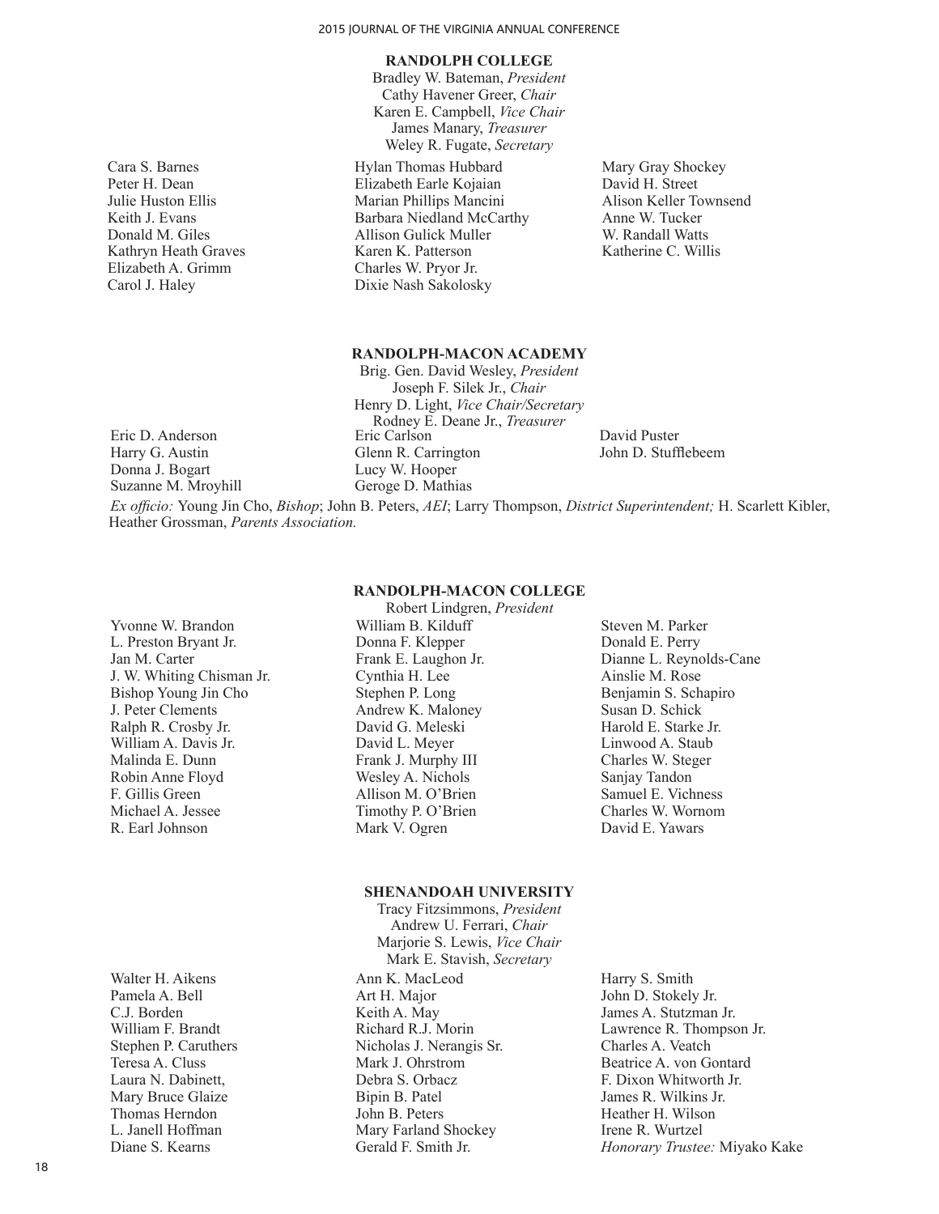## RANDOLPH COLLEGE

Bradley W. Bateman, *President*
Cathy Havener Greer, *Chair*
Karen E. Campbell, *Vice Chair*
James Manary, *Treasurer*
Weley R. Fugate, *Secretary*

Cara S. Barnes
Peter H. Dean
Julie Huston Ellis
Keith J. Evans
Donald M. Giles
Kathryn Heath Graves
Elizabeth A. Grimm
Carol J. Haley
Hylan Thomas Hubbard
Elizabeth Earle Kojaian
Marian Phillips Mancini
Barbara Niedland McCarthy
Allison Gulick Muller
Karen K. Patterson
Charles W. Pryor Jr.
Dixie Nash Sakolosky
Mary Gray Shockey
David H. Street
Alison Keller Townsend
Anne W. Tucker
W. Randall Watts
Katherine C. Willis

## RANDOLPH-MACON ACADEMY

Brig. Gen. David Wesley, *President*
Joseph F. Silek Jr., *Chair*
Henry D. Light, *Vice Chair/Secretary*
Rodney E. Deane Jr., *Treasurer*

Eric D. Anderson
Harry G. Austin
Donna J. Bogart
Suzanne M. Mroyhill
Eric Carlson
Glenn R. Carrington
Lucy W. Hooper
Geroge D. Mathias
David Puster
John D. Stufflebeem

*Ex officio:* Young Jin Cho, *Bishop*; John B. Peters, *AEI*; Larry Thompson, *District Superintendent;* H. Scarlett Kibler, Heather Grossman, *Parents Association.*

## RANDOLPH-MACON COLLEGE

Robert Lindgren, *President*

Yvonne W. Brandon
L. Preston Bryant Jr.
Jan M. Carter
J. W. Whiting Chisman Jr.
Bishop Young Jin Cho
J. Peter Clements
Ralph R. Crosby Jr.
William A. Davis Jr.
Malinda E. Dunn
Robin Anne Floyd
F. Gillis Green
Michael A. Jessee
R. Earl Johnson
William B. Kilduff
Donna F. Klepper
Frank E. Laughon Jr.
Cynthia H. Lee
Stephen P. Long
Andrew K. Maloney
David G. Meleski
David L. Meyer
Frank J. Murphy III
Wesley A. Nichols
Allison M. O'Brien
Timothy P. O'Brien
Mark V. Ogren
Steven M. Parker
Donald E. Perry
Dianne L. Reynolds-Cane
Ainslie M. Rose
Benjamin S. Schapiro
Susan D. Schick
Harold E. Starke Jr.
Linwood A. Staub
Charles W. Steger
Sanjay Tandon
Samuel E. Vichness
Charles W. Wornom
David E. Yawars

## SHENANDOAH UNIVERSITY

Tracy Fitzsimmons, *President*
Andrew U. Ferrari, *Chair*
Marjorie S. Lewis, *Vice Chair*
Mark E. Stavish, *Secretary*

Walter H. Aikens
Pamela A. Bell
C.J. Borden
William F. Brandt
Stephen P. Caruthers
Teresa A. Cluss
Laura N. Dabinett,
Mary Bruce Glaize
Thomas Herndon
L. Janell Hoffman
Diane S. Kearns
Ann K. MacLeod
Art H. Major
Keith A. May
Richard R.J. Morin
Nicholas J. Nerangis Sr.
Mark J. Ohrstrom
Debra S. Orbacz
Bipin B. Patel
John B. Peters
Mary Farland Shockey
Gerald F. Smith Jr.
Harry S. Smith
John D. Stokely Jr.
James A. Stutzman Jr.
Lawrence R. Thompson Jr.
Charles A. Veatch
Beatrice A. von Gontard
F. Dixon Whitworth Jr.
James R. Wilkins Jr.
Heather H. Wilson
Irene R. Wurtzel
*Honorary Trustee:* Miyako Kake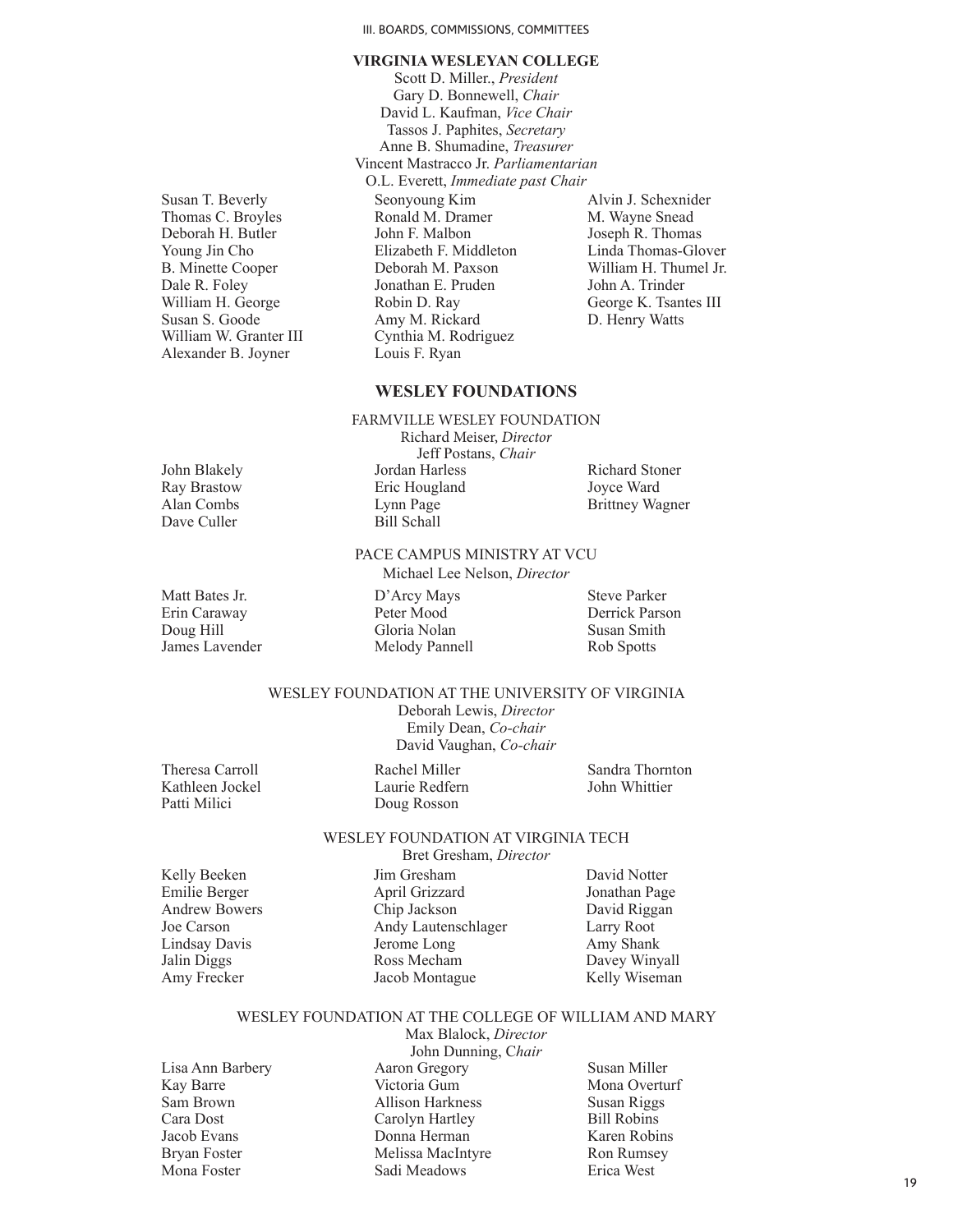## VIRGINIA WESLEYAN COLLEGE

Scott D. Miller., *President*
Gary D. Bonnewell, *Chair*
David L. Kaufman, *Vice Chair*
Tassos J. Paphites, *Secretary*
Anne B. Shumadine, *Treasurer*
Vincent Mastracco Jr. *Parliamentarian*
O.L. Everett, *Immediate past Chair*

Susan T. Beverly
Thomas C. Broyles
Deborah H. Butler
Young Jin Cho
B. Minette Cooper
Dale R. Foley
William H. George
Susan S. Goode
William W. Granter III
Alexander B. Joyner
Seonyoung Kim
Ronald M. Dramer
John F. Malbon
Elizabeth F. Middleton
Deborah M. Paxson
Jonathan E. Pruden
Robin D. Ray
Amy M. Rickard
Cynthia M. Rodriguez
Louis F. Ryan
Alvin J. Schexnider
M. Wayne Snead
Joseph R. Thomas
Linda Thomas-Glover
William H. Thumel Jr.
John A. Trinder
George K. Tsantes III
D. Henry Watts

## WESLEY FOUNDATIONS

### FARMVILLE WESLEY FOUNDATION

Richard Meiser, *Director*
Jeff Postans, *Chair*

John Blakely
Ray Brastow
Alan Combs
Dave Culler
Jordan Harless
Eric Hougland
Lynn Page
Bill Schall
Richard Stoner
Joyce Ward
Brittney Wagner

### PACE CAMPUS MINISTRY AT VCU

Michael Lee Nelson, *Director*

Matt Bates Jr.
Erin Caraway
Doug Hill
James Lavender
D'Arcy Mays
Peter Mood
Gloria Nolan
Melody Pannell
Steve Parker
Derrick Parson
Susan Smith
Rob Spotts

### WESLEY FOUNDATION AT THE UNIVERSITY OF VIRGINIA

Deborah Lewis, *Director*
Emily Dean, *Co-chair*
David Vaughan, *Co-chair*

Theresa Carroll
Kathleen Jockel
Patti Milici
Rachel Miller
Laurie Redfern
Doug Rosson
Sandra Thornton
John Whittier

### WESLEY FOUNDATION AT VIRGINIA TECH

Bret Gresham, *Director*

Kelly Beeken
Emilie Berger
Andrew Bowers
Joe Carson
Lindsay Davis
Jalin Diggs
Amy Frecker
Jim Gresham
April Grizzard
Chip Jackson
Andy Lautenschlager
Jerome Long
Ross Mecham
Jacob Montague
David Notter
Jonathan Page
David Riggan
Larry Root
Amy Shank
Davey Winyall
Kelly Wiseman

### WESLEY FOUNDATION AT THE COLLEGE OF WILLIAM AND MARY

Max Blalock, *Director*
John Dunning, C*hair*

Lisa Ann Barbery
Kay Barre
Sam Brown
Cara Dost
Jacob Evans
Bryan Foster
Mona Foster
Aaron Gregory
Victoria Gum
Allison Harkness
Carolyn Hartley
Donna Herman
Melissa MacIntyre
Sadi Meadows
Susan Miller
Mona Overturf
Susan Riggs
Bill Robins
Karen Robins
Ron Rumsey
Erica West